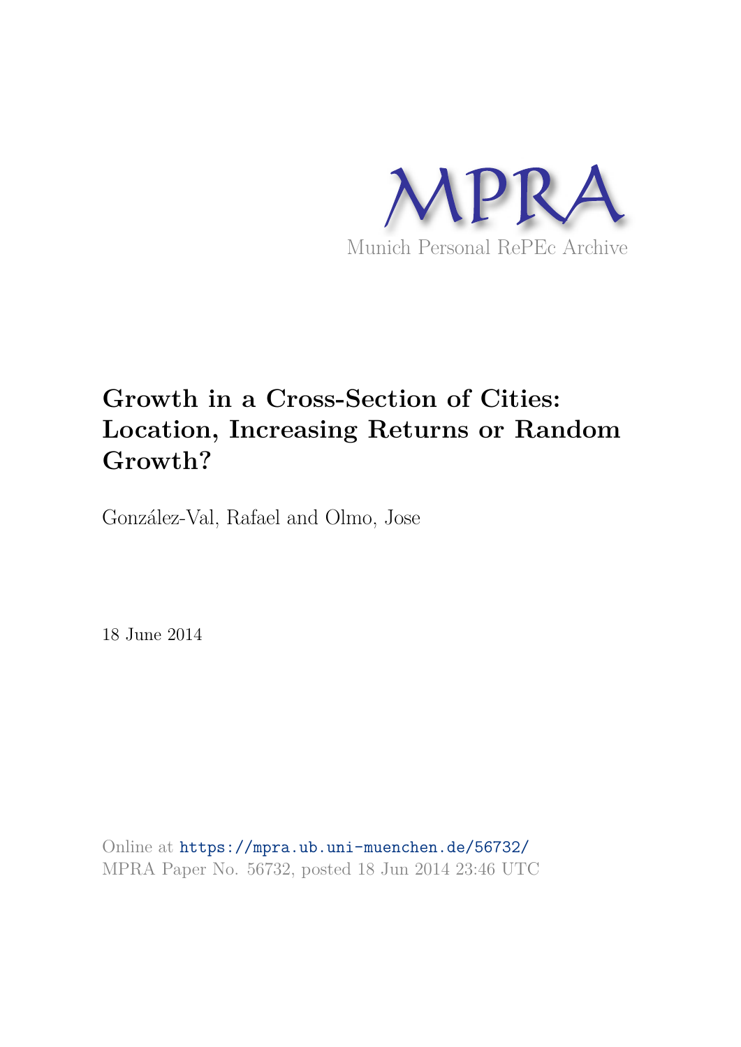MPRA

Munich Personal RePEc Archive

# Growth in a Cross-Section of Cities: Location, Increasing Returns or Random Growth?

González-Val, Rafael and Olmo, Jose

18 June 2014

Online at https://mpra.ub.uni-muenchen.de/56732/
MPRA Paper No. 56732, posted 18 Jun 2014 23:46 UTC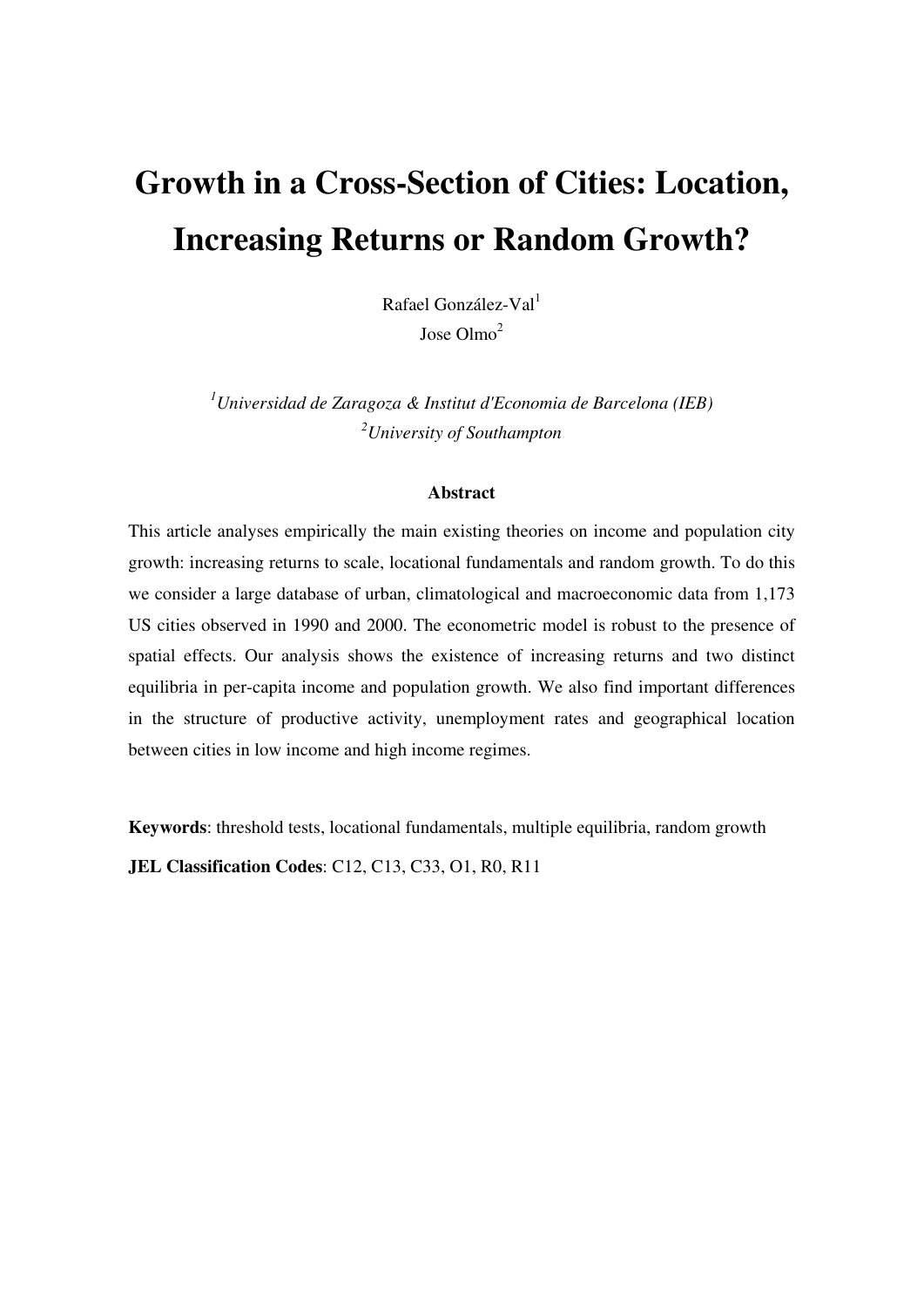# Growth in a Cross-Section of Cities: Location, Increasing Returns or Random Growth?

Rafael González-Val[1]
Jose Olmo[2]

[1]*Universidad de Zaragoza & Institut d'Economia de Barcelona (IEB)*
[2]*University of Southampton*

### Abstract

This article analyses empirically the main existing theories on income and population city growth: increasing returns to scale, locational fundamentals and random growth. To do this we consider a large database of urban, climatological and macroeconomic data from 1,173 US cities observed in 1990 and 2000. The econometric model is robust to the presence of spatial effects. Our analysis shows the existence of increasing returns and two distinct equilibria in per-capita income and population growth. We also find important differences in the structure of productive activity, unemployment rates and geographical location between cities in low income and high income regimes.

**Keywords**: threshold tests, locational fundamentals, multiple equilibria, random growth

**JEL Classification Codes**: C12, C13, C33, O1, R0, R11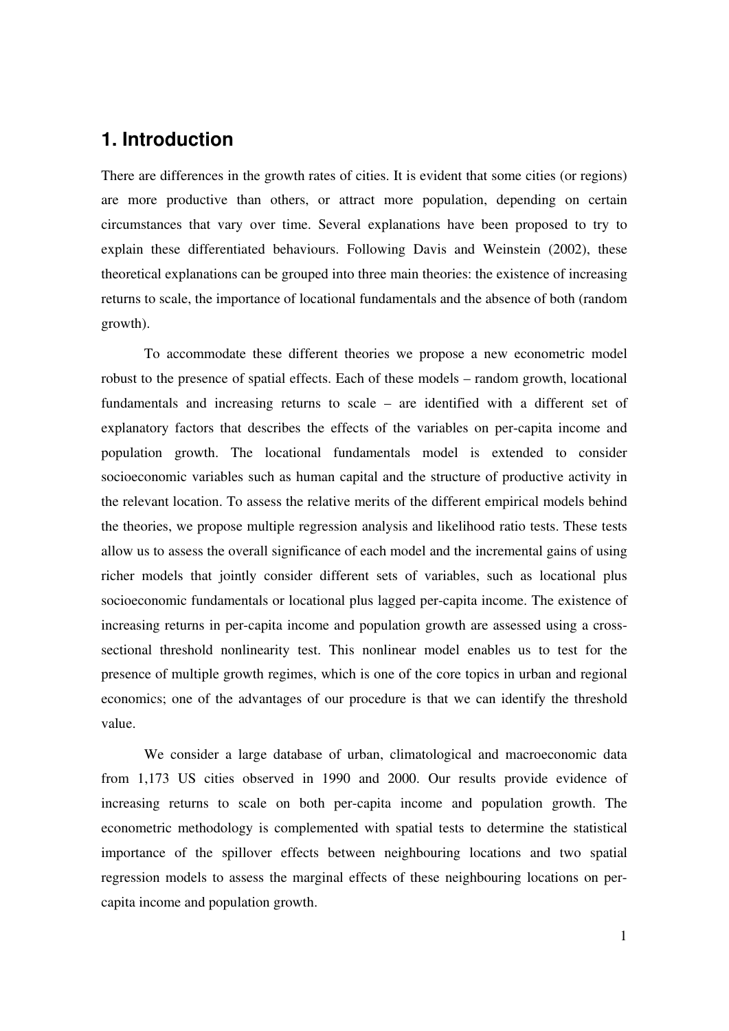# 1. Introduction

There are differences in the growth rates of cities. It is evident that some cities (or regions) are more productive than others, or attract more population, depending on certain circumstances that vary over time. Several explanations have been proposed to try to explain these differentiated behaviours. Following Davis and Weinstein (2002), these theoretical explanations can be grouped into three main theories: the existence of increasing returns to scale, the importance of locational fundamentals and the absence of both (random growth).

To accommodate these different theories we propose a new econometric model robust to the presence of spatial effects. Each of these models – random growth, locational fundamentals and increasing returns to scale – are identified with a different set of explanatory factors that describes the effects of the variables on per-capita income and population growth. The locational fundamentals model is extended to consider socioeconomic variables such as human capital and the structure of productive activity in the relevant location. To assess the relative merits of the different empirical models behind the theories, we propose multiple regression analysis and likelihood ratio tests. These tests allow us to assess the overall significance of each model and the incremental gains of using richer models that jointly consider different sets of variables, such as locational plus socioeconomic fundamentals or locational plus lagged per-capita income. The existence of increasing returns in per-capita income and population growth are assessed using a cross-sectional threshold nonlinearity test. This nonlinear model enables us to test for the presence of multiple growth regimes, which is one of the core topics in urban and regional economics; one of the advantages of our procedure is that we can identify the threshold value.

We consider a large database of urban, climatological and macroeconomic data from 1,173 US cities observed in 1990 and 2000. Our results provide evidence of increasing returns to scale on both per-capita income and population growth. The econometric methodology is complemented with spatial tests to determine the statistical importance of the spillover effects between neighbouring locations and two spatial regression models to assess the marginal effects of these neighbouring locations on per-capita income and population growth.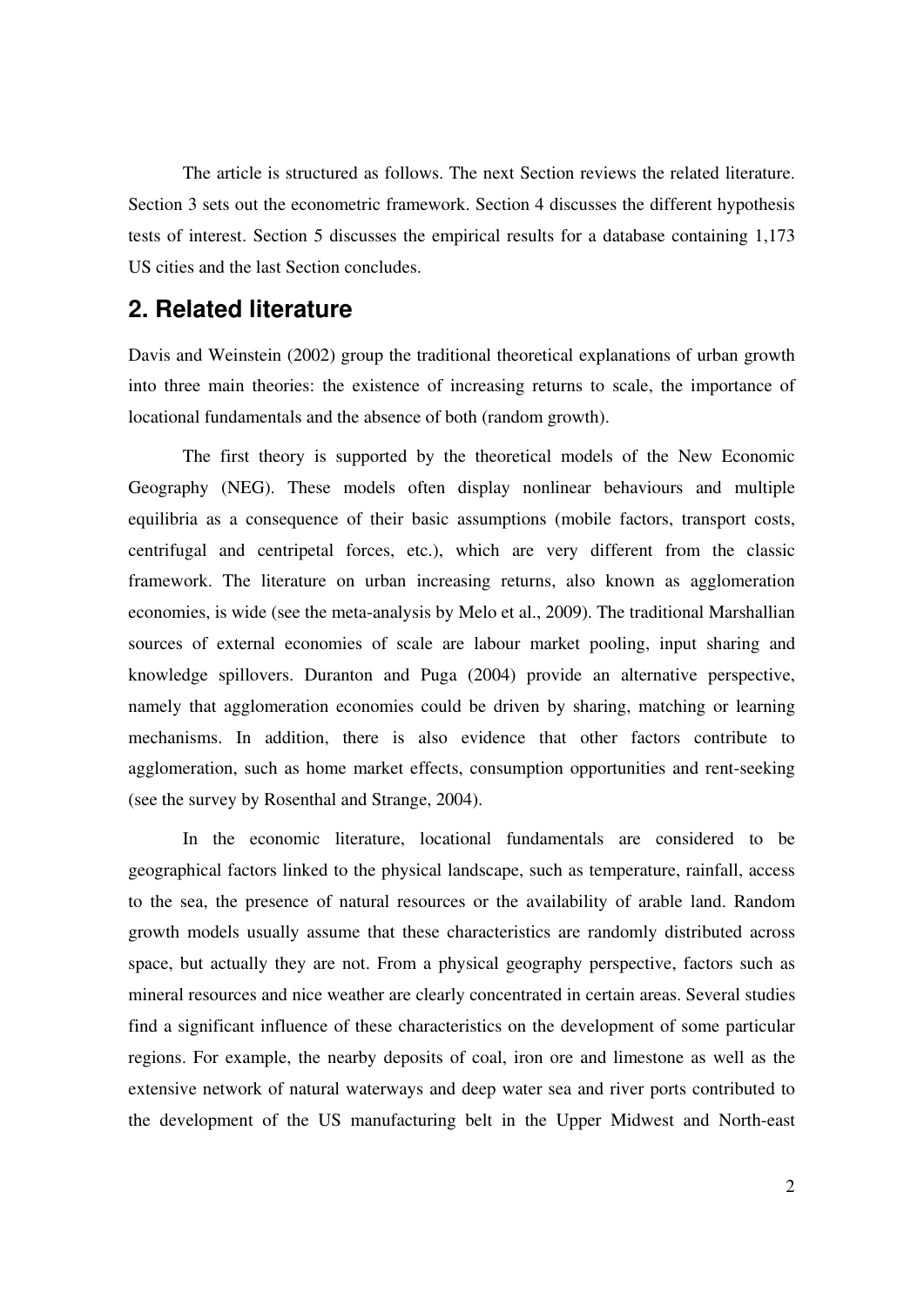The article is structured as follows. The next Section reviews the related literature. Section 3 sets out the econometric framework. Section 4 discusses the different hypothesis tests of interest. Section 5 discusses the empirical results for a database containing 1,173 US cities and the last Section concludes.

## 2. Related literature

Davis and Weinstein (2002) group the traditional theoretical explanations of urban growth into three main theories: the existence of increasing returns to scale, the importance of locational fundamentals and the absence of both (random growth).

The first theory is supported by the theoretical models of the New Economic Geography (NEG). These models often display nonlinear behaviours and multiple equilibria as a consequence of their basic assumptions (mobile factors, transport costs, centrifugal and centripetal forces, etc.), which are very different from the classic framework. The literature on urban increasing returns, also known as agglomeration economies, is wide (see the meta-analysis by Melo et al., 2009). The traditional Marshallian sources of external economies of scale are labour market pooling, input sharing and knowledge spillovers. Duranton and Puga (2004) provide an alternative perspective, namely that agglomeration economies could be driven by sharing, matching or learning mechanisms. In addition, there is also evidence that other factors contribute to agglomeration, such as home market effects, consumption opportunities and rent-seeking (see the survey by Rosenthal and Strange, 2004).

In the economic literature, locational fundamentals are considered to be geographical factors linked to the physical landscape, such as temperature, rainfall, access to the sea, the presence of natural resources or the availability of arable land. Random growth models usually assume that these characteristics are randomly distributed across space, but actually they are not. From a physical geography perspective, factors such as mineral resources and nice weather are clearly concentrated in certain areas. Several studies find a significant influence of these characteristics on the development of some particular regions. For example, the nearby deposits of coal, iron ore and limestone as well as the extensive network of natural waterways and deep water sea and river ports contributed to the development of the US manufacturing belt in the Upper Midwest and North-east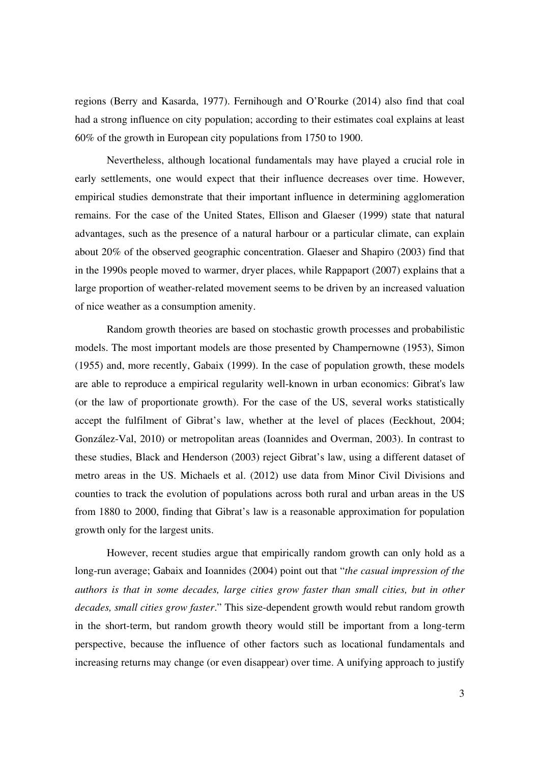regions (Berry and Kasarda, 1977). Fernihough and O'Rourke (2014) also find that coal had a strong influence on city population; according to their estimates coal explains at least 60% of the growth in European city populations from 1750 to 1900.

Nevertheless, although locational fundamentals may have played a crucial role in early settlements, one would expect that their influence decreases over time. However, empirical studies demonstrate that their important influence in determining agglomeration remains. For the case of the United States, Ellison and Glaeser (1999) state that natural advantages, such as the presence of a natural harbour or a particular climate, can explain about 20% of the observed geographic concentration. Glaeser and Shapiro (2003) find that in the 1990s people moved to warmer, dryer places, while Rappaport (2007) explains that a large proportion of weather-related movement seems to be driven by an increased valuation of nice weather as a consumption amenity.

Random growth theories are based on stochastic growth processes and probabilistic models. The most important models are those presented by Champernowne (1953), Simon (1955) and, more recently, Gabaix (1999). In the case of population growth, these models are able to reproduce a empirical regularity well-known in urban economics: Gibrat's law (or the law of proportionate growth). For the case of the US, several works statistically accept the fulfilment of Gibrat's law, whether at the level of places (Eeckhout, 2004; González-Val, 2010) or metropolitan areas (Ioannides and Overman, 2003). In contrast to these studies, Black and Henderson (2003) reject Gibrat's law, using a different dataset of metro areas in the US. Michaels et al. (2012) use data from Minor Civil Divisions and counties to track the evolution of populations across both rural and urban areas in the US from 1880 to 2000, finding that Gibrat's law is a reasonable approximation for population growth only for the largest units.

However, recent studies argue that empirically random growth can only hold as a long-run average; Gabaix and Ioannides (2004) point out that "*the casual impression of the authors is that in some decades, large cities grow faster than small cities, but in other decades, small cities grow faster*." This size-dependent growth would rebut random growth in the short-term, but random growth theory would still be important from a long-term perspective, because the influence of other factors such as locational fundamentals and increasing returns may change (or even disappear) over time. A unifying approach to justify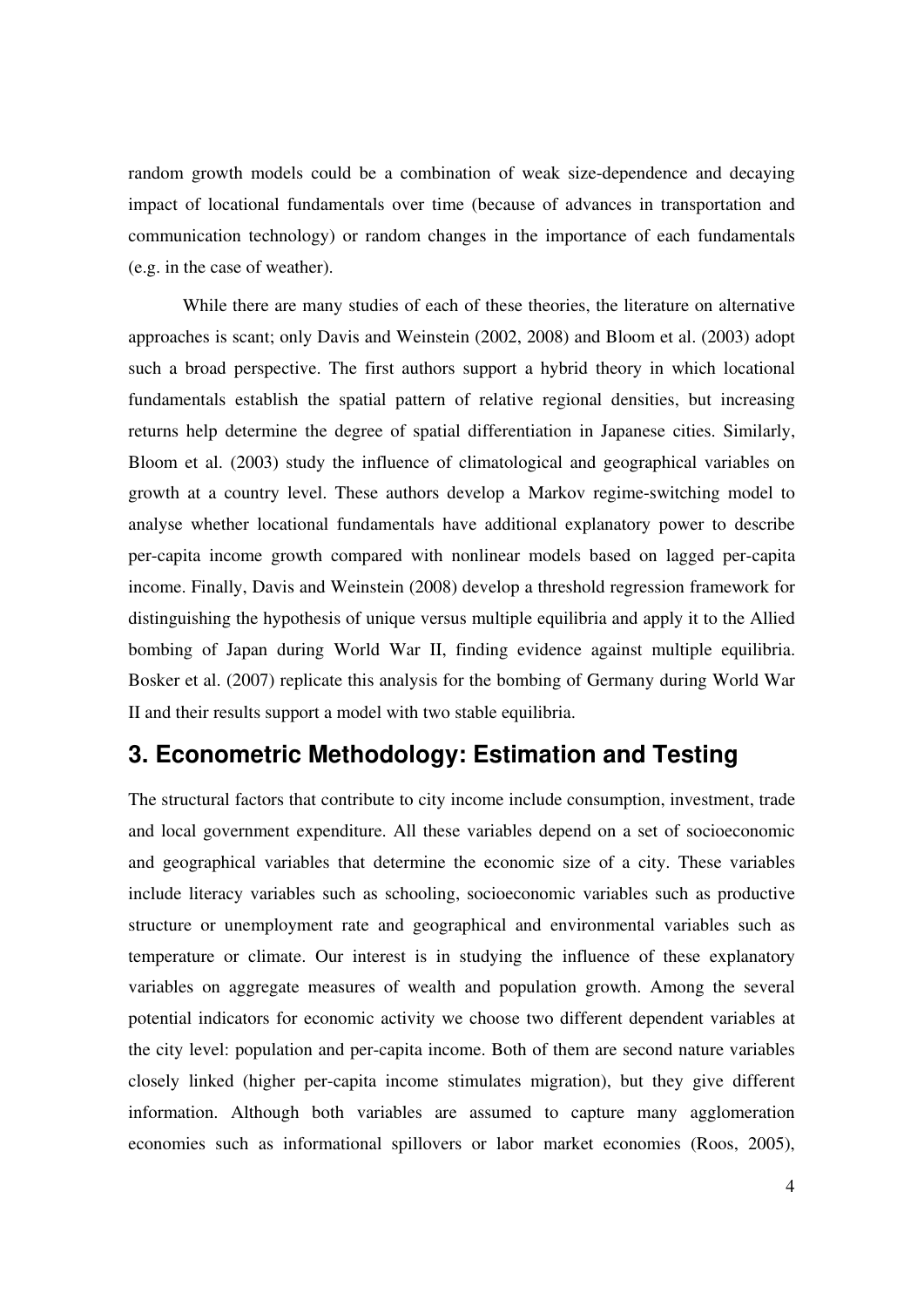random growth models could be a combination of weak size-dependence and decaying impact of locational fundamentals over time (because of advances in transportation and communication technology) or random changes in the importance of each fundamentals (e.g. in the case of weather).

While there are many studies of each of these theories, the literature on alternative approaches is scant; only Davis and Weinstein (2002, 2008) and Bloom et al. (2003) adopt such a broad perspective. The first authors support a hybrid theory in which locational fundamentals establish the spatial pattern of relative regional densities, but increasing returns help determine the degree of spatial differentiation in Japanese cities. Similarly, Bloom et al. (2003) study the influence of climatological and geographical variables on growth at a country level. These authors develop a Markov regime-switching model to analyse whether locational fundamentals have additional explanatory power to describe per-capita income growth compared with nonlinear models based on lagged per-capita income. Finally, Davis and Weinstein (2008) develop a threshold regression framework for distinguishing the hypothesis of unique versus multiple equilibria and apply it to the Allied bombing of Japan during World War II, finding evidence against multiple equilibria. Bosker et al. (2007) replicate this analysis for the bombing of Germany during World War II and their results support a model with two stable equilibria.

## 3. Econometric Methodology: Estimation and Testing

The structural factors that contribute to city income include consumption, investment, trade and local government expenditure. All these variables depend on a set of socioeconomic and geographical variables that determine the economic size of a city. These variables include literacy variables such as schooling, socioeconomic variables such as productive structure or unemployment rate and geographical and environmental variables such as temperature or climate. Our interest is in studying the influence of these explanatory variables on aggregate measures of wealth and population growth. Among the several potential indicators for economic activity we choose two different dependent variables at the city level: population and per-capita income. Both of them are second nature variables closely linked (higher per-capita income stimulates migration), but they give different information. Although both variables are assumed to capture many agglomeration economies such as informational spillovers or labor market economies (Roos, 2005),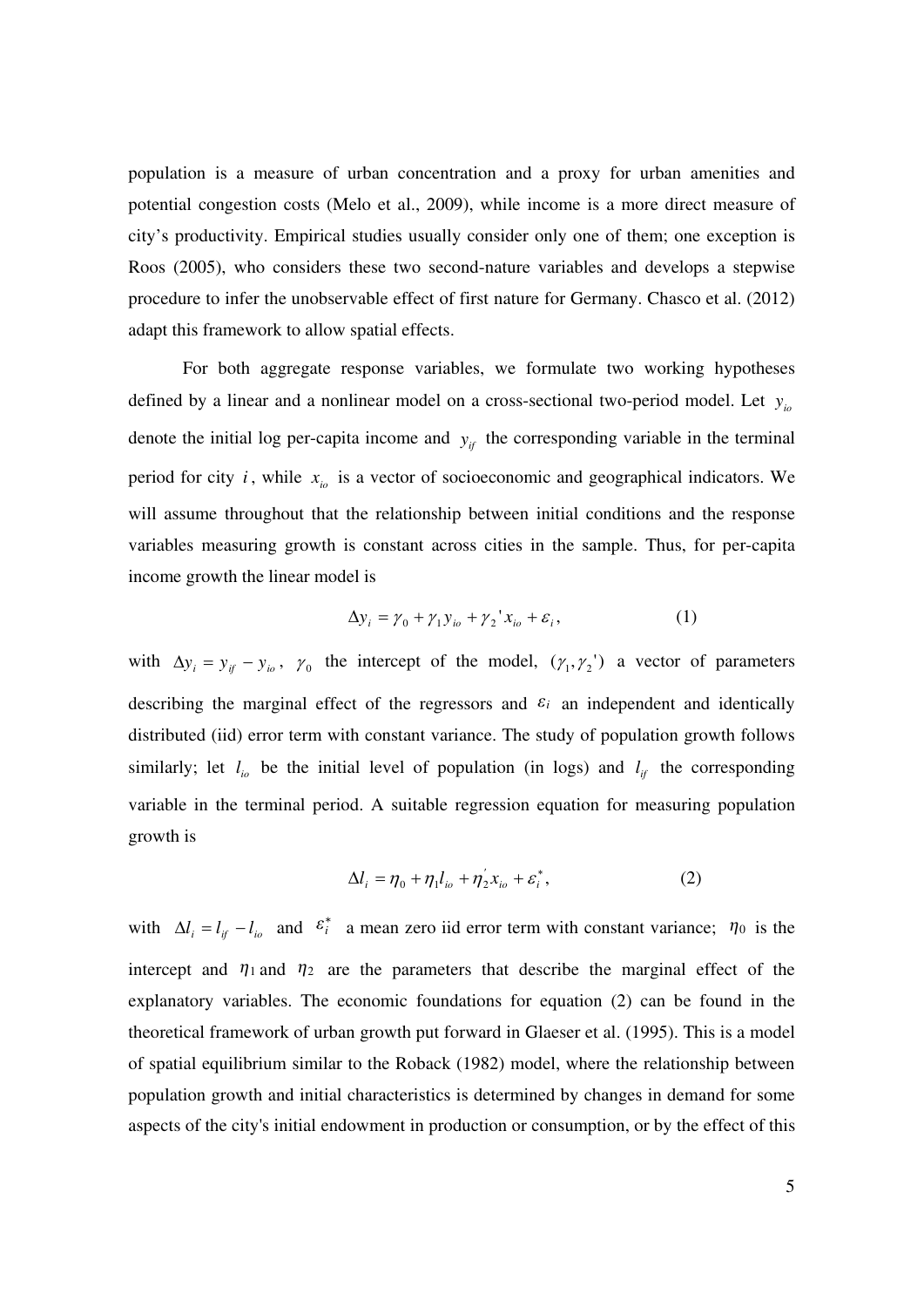population is a measure of urban concentration and a proxy for urban amenities and potential congestion costs (Melo et al., 2009), while income is a more direct measure of city's productivity. Empirical studies usually consider only one of them; one exception is Roos (2005), who considers these two second-nature variables and develops a stepwise procedure to infer the unobservable effect of first nature for Germany. Chasco et al. (2012) adapt this framework to allow spatial effects.

For both aggregate response variables, we formulate two working hypotheses defined by a linear and a nonlinear model on a cross-sectional two-period model. Let $y_{io}$ denote the initial log per-capita income and $y_{if}$ the corresponding variable in the terminal period for city $i$, while $x_{io}$ is a vector of socioeconomic and geographical indicators. We will assume throughout that the relationship between initial conditions and the response variables measuring growth is constant across cities in the sample. Thus, for per-capita income growth the linear model is

$$\Delta y_i = \gamma_0 + \gamma_1 y_{io} + \gamma_2 ' x_{io} + \varepsilon_i, \qquad (1)$$

with $\Delta y_i = y_{if} - y_{io}$, $\gamma_0$ the intercept of the model, $(\gamma_1, \gamma_2 ')$ a vector of parameters describing the marginal effect of the regressors and $\varepsilon_i$ an independent and identically distributed (iid) error term with constant variance. The study of population growth follows similarly; let $l_{io}$ be the initial level of population (in logs) and $l_{if}$ the corresponding variable in the terminal period. A suitable regression equation for measuring population growth is

$$\Delta l_i = \eta_0 + \eta_1 l_{io} + \eta_2^{'} x_{io} + \varepsilon_i^{*}, \qquad (2)$$

with $\Delta l_i = l_{if} - l_{io}$ and $\varepsilon_i^{*}$ a mean zero iid error term with constant variance; $\eta_0$ is the intercept and $\eta_1$ and $\eta_2$ are the parameters that describe the marginal effect of the explanatory variables. The economic foundations for equation (2) can be found in the theoretical framework of urban growth put forward in Glaeser et al. (1995). This is a model of spatial equilibrium similar to the Roback (1982) model, where the relationship between population growth and initial characteristics is determined by changes in demand for some aspects of the city's initial endowment in production or consumption, or by the effect of this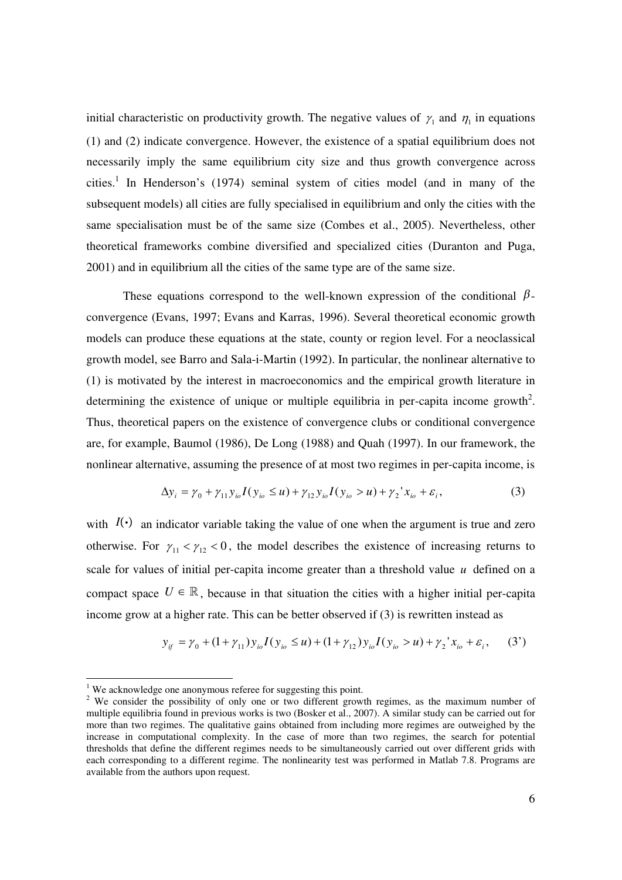initial characteristic on productivity growth. The negative values of $\gamma_1$ and $\eta_1$ in equations (1) and (2) indicate convergence. However, the existence of a spatial equilibrium does not necessarily imply the same equilibrium city size and thus growth convergence across cities.[1] In Henderson's (1974) seminal system of cities model (and in many of the subsequent models) all cities are fully specialised in equilibrium and only the cities with the same specialisation must be of the same size (Combes et al., 2005). Nevertheless, other theoretical frameworks combine diversified and specialized cities (Duranton and Puga, 2001) and in equilibrium all the cities of the same type are of the same size.

These equations correspond to the well-known expression of the conditional $\beta$-convergence (Evans, 1997; Evans and Karras, 1996). Several theoretical economic growth models can produce these equations at the state, county or region level. For a neoclassical growth model, see Barro and Sala-i-Martin (1992). In particular, the nonlinear alternative to (1) is motivated by the interest in macroeconomics and the empirical growth literature in determining the existence of unique or multiple equilibria in per-capita income growth[2]. Thus, theoretical papers on the existence of convergence clubs or conditional convergence are, for example, Baumol (1986), De Long (1988) and Quah (1997). In our framework, the nonlinear alternative, assuming the presence of at most two regimes in per-capita income, is

$$\Delta y_i = \gamma_0 + \gamma_{11} y_{io} I(y_{io} \leq u) + \gamma_{12} y_{io} I(y_{io} > u) + \gamma_2 ' x_{io} + \varepsilon_i, \qquad (3)$$

with $I(\bullet)$ an indicator variable taking the value of one when the argument is true and zero otherwise. For $\gamma_{11} < \gamma_{12} < 0$, the model describes the existence of increasing returns to scale for values of initial per-capita income greater than a threshold value $u$ defined on a compact space $U \in \mathbb{R}$, because in that situation the cities with a higher initial per-capita income grow at a higher rate. This can be better observed if (3) is rewritten instead as

$$y_{if} = \gamma_0 + (1+\gamma_{11}) y_{io} I(y_{io} \leq u) + (1+\gamma_{12}) y_{io} I(y_{io} > u) + \gamma_2 ' x_{io} + \varepsilon_i, \qquad (3')$$

[1] We acknowledge one anonymous referee for suggesting this point.

[2] We consider the possibility of only one or two different growth regimes, as the maximum number of multiple equilibria found in previous works is two (Bosker et al., 2007). A similar study can be carried out for more than two regimes. The qualitative gains obtained from including more regimes are outweighed by the increase in computational complexity. In the case of more than two regimes, the search for potential thresholds that define the different regimes needs to be simultaneously carried out over different grids with each corresponding to a different regime. The nonlinearity test was performed in Matlab 7.8. Programs are available from the authors upon request.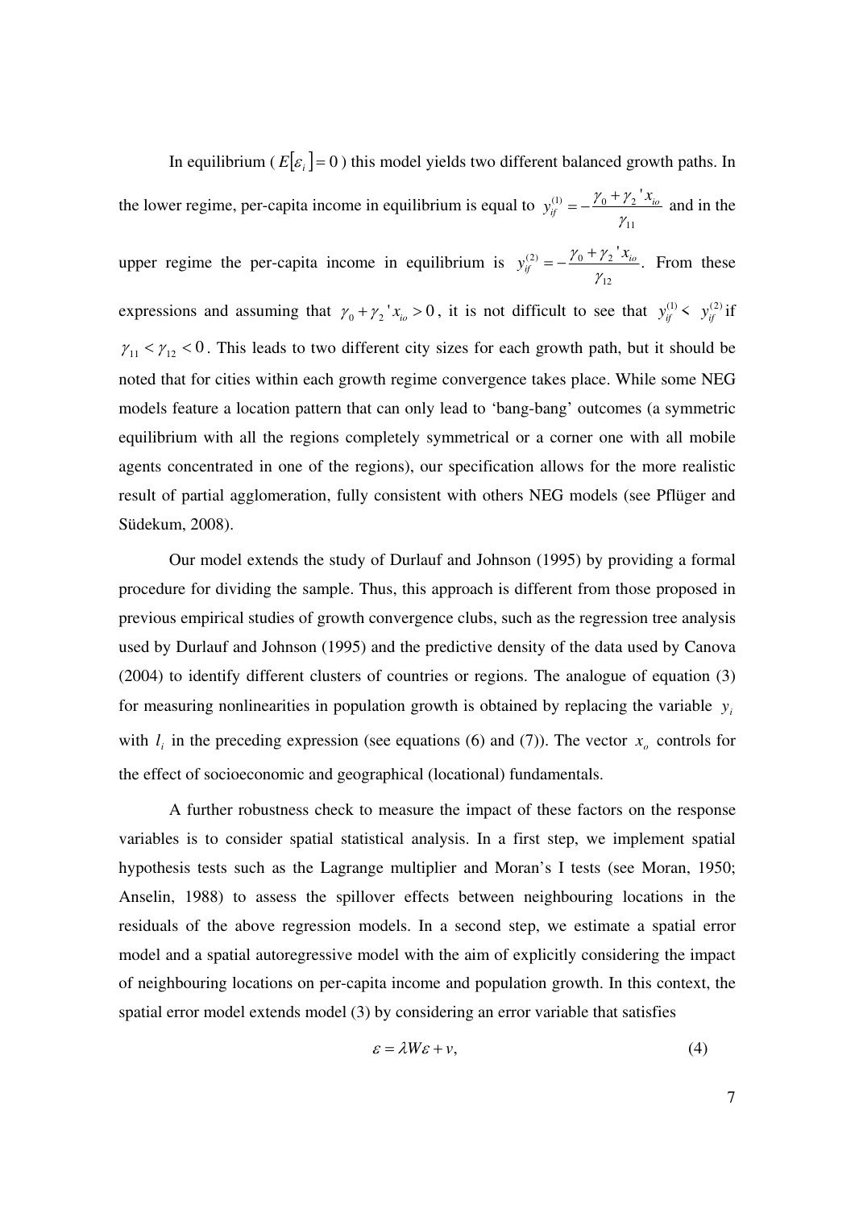In equilibrium ( $E[\varepsilon_i] = 0$ ) this model yields two different balanced growth paths. In the lower regime, per-capita income in equilibrium is equal to $y_{if}^{(1)} = -\frac{\gamma_0 + \gamma_2 ' x_{io}}{\gamma_{11}}$ and in the upper regime the per-capita income in equilibrium is $y_{if}^{(2)} = -\frac{\gamma_0 + \gamma_2 ' x_{io}}{\gamma_{12}}$. From these expressions and assuming that $\gamma_0 + \gamma_2 ' x_{io} > 0$, it is not difficult to see that $y_{if}^{(1)} < y_{if}^{(2)}$ if $\gamma_{11} < \gamma_{12} < 0$. This leads to two different city sizes for each growth path, but it should be noted that for cities within each growth regime convergence takes place. While some NEG models feature a location pattern that can only lead to 'bang-bang' outcomes (a symmetric equilibrium with all the regions completely symmetrical or a corner one with all mobile agents concentrated in one of the regions), our specification allows for the more realistic result of partial agglomeration, fully consistent with others NEG models (see Pflüger and Südekum, 2008).

Our model extends the study of Durlauf and Johnson (1995) by providing a formal procedure for dividing the sample. Thus, this approach is different from those proposed in previous empirical studies of growth convergence clubs, such as the regression tree analysis used by Durlauf and Johnson (1995) and the predictive density of the data used by Canova (2004) to identify different clusters of countries or regions. The analogue of equation (3) for measuring nonlinearities in population growth is obtained by replacing the variable $y_i$ with $l_i$ in the preceding expression (see equations (6) and (7)). The vector $x_o$ controls for the effect of socioeconomic and geographical (locational) fundamentals.

A further robustness check to measure the impact of these factors on the response variables is to consider spatial statistical analysis. In a first step, we implement spatial hypothesis tests such as the Lagrange multiplier and Moran's I tests (see Moran, 1950; Anselin, 1988) to assess the spillover effects between neighbouring locations in the residuals of the above regression models. In a second step, we estimate a spatial error model and a spatial autoregressive model with the aim of explicitly considering the impact of neighbouring locations on per-capita income and population growth. In this context, the spatial error model extends model (3) by considering an error variable that satisfies

$$\varepsilon = \lambda W \varepsilon + v, \tag{4}$$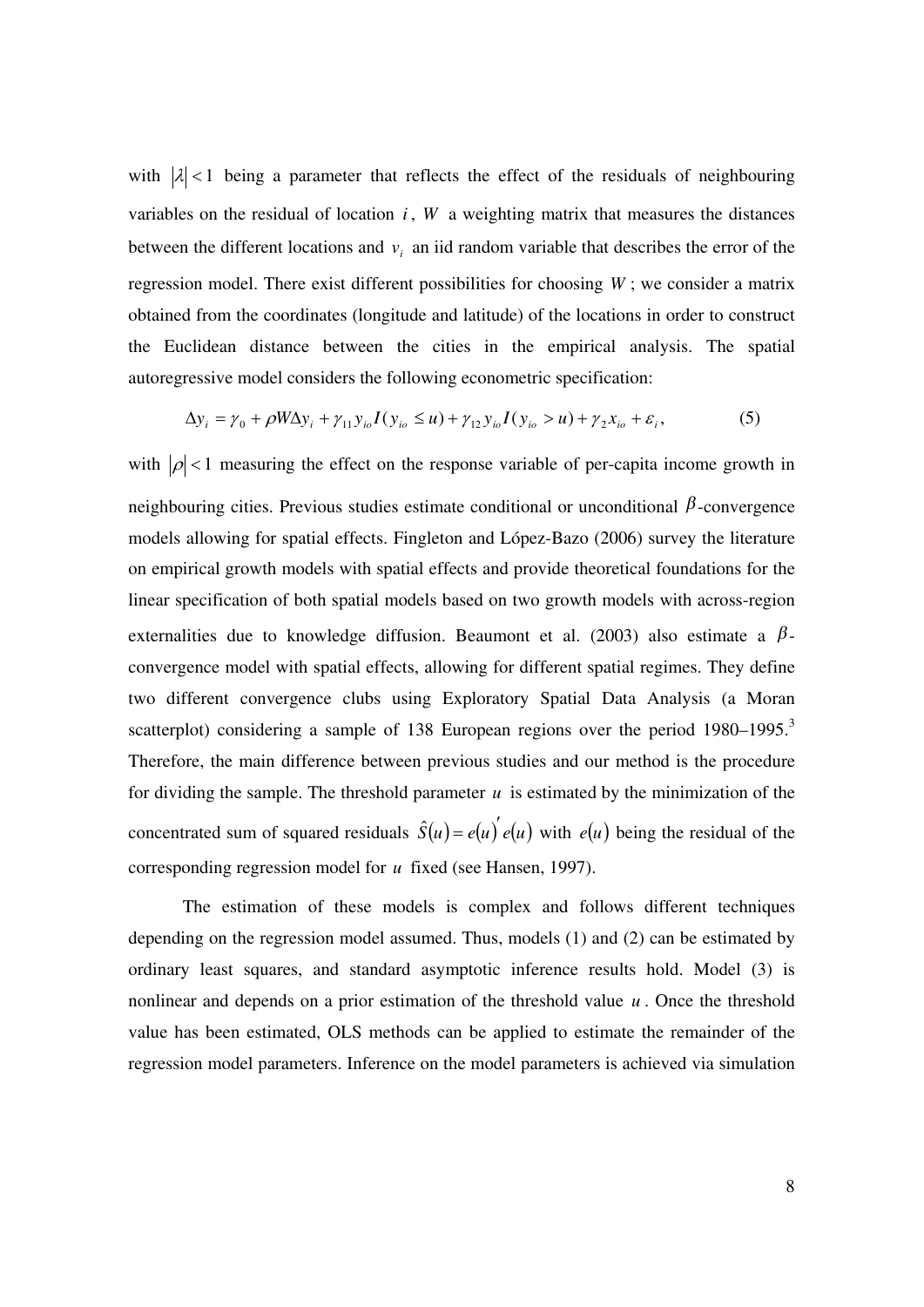with $|\lambda| < 1$ being a parameter that reflects the effect of the residuals of neighbouring variables on the residual of location $i$, $W$ a weighting matrix that measures the distances between the different locations and $v_i$ an iid random variable that describes the error of the regression model. There exist different possibilities for choosing $W$; we consider a matrix obtained from the coordinates (longitude and latitude) of the locations in order to construct the Euclidean distance between the cities in the empirical analysis. The spatial autoregressive model considers the following econometric specification:

$$\Delta y_i = \gamma_0 + \rho W \Delta y_i + \gamma_{11} y_{io} I(y_{io} \leq u) + \gamma_{12} y_{io} I(y_{io} > u) + \gamma_2 x_{io} + \varepsilon_i, \tag{5}$$

with $|\rho| < 1$ measuring the effect on the response variable of per-capita income growth in neighbouring cities. Previous studies estimate conditional or unconditional $\beta$-convergence models allowing for spatial effects. Fingleton and López-Bazo (2006) survey the literature on empirical growth models with spatial effects and provide theoretical foundations for the linear specification of both spatial models based on two growth models with across-region externalities due to knowledge diffusion. Beaumont et al. (2003) also estimate a $\beta$-convergence model with spatial effects, allowing for different spatial regimes. They define two different convergence clubs using Exploratory Spatial Data Analysis (a Moran scatterplot) considering a sample of 138 European regions over the period 1980–1995.[3] Therefore, the main difference between previous studies and our method is the procedure for dividing the sample. The threshold parameter $u$ is estimated by the minimization of the concentrated sum of squared residuals $\hat{S}(u) = e(u)' e(u)$ with $e(u)$ being the residual of the corresponding regression model for $u$ fixed (see Hansen, 1997).

The estimation of these models is complex and follows different techniques depending on the regression model assumed. Thus, models (1) and (2) can be estimated by ordinary least squares, and standard asymptotic inference results hold. Model (3) is nonlinear and depends on a prior estimation of the threshold value $u$. Once the threshold value has been estimated, OLS methods can be applied to estimate the remainder of the regression model parameters. Inference on the model parameters is achieved via simulation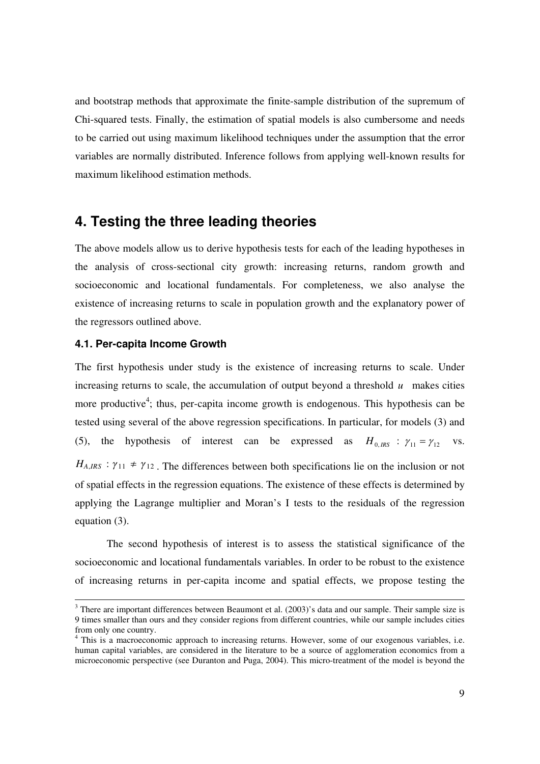and bootstrap methods that approximate the finite-sample distribution of the supremum of Chi-squared tests. Finally, the estimation of spatial models is also cumbersome and needs to be carried out using maximum likelihood techniques under the assumption that the error variables are normally distributed. Inference follows from applying well-known results for maximum likelihood estimation methods.

## 4. Testing the three leading theories

The above models allow us to derive hypothesis tests for each of the leading hypotheses in the analysis of cross-sectional city growth: increasing returns, random growth and socioeconomic and locational fundamentals. For completeness, we also analyse the existence of increasing returns to scale in population growth and the explanatory power of the regressors outlined above.

### 4.1. Per-capita Income Growth

The first hypothesis under study is the existence of increasing returns to scale. Under increasing returns to scale, the accumulation of output beyond a threshold $u$ makes cities more productive[4]; thus, per-capita income growth is endogenous. This hypothesis can be tested using several of the above regression specifications. In particular, for models (3) and (5), the hypothesis of interest can be expressed as $H_{0,IRS}: \gamma_{11} = \gamma_{12}$ vs. $H_{A,IRS}: \gamma_{11} \neq \gamma_{12}$. The differences between both specifications lie on the inclusion or not of spatial effects in the regression equations. The existence of these effects is determined by applying the Lagrange multiplier and Moran's I tests to the residuals of the regression equation (3).

The second hypothesis of interest is to assess the statistical significance of the socioeconomic and locational fundamentals variables. In order to be robust to the existence of increasing returns in per-capita income and spatial effects, we propose testing the

[3] There are important differences between Beaumont et al. (2003)'s data and our sample. Their sample size is 9 times smaller than ours and they consider regions from different countries, while our sample includes cities from only one country.

[4] This is a macroeconomic approach to increasing returns. However, some of our exogenous variables, i.e. human capital variables, are considered in the literature to be a source of agglomeration economics from a microeconomic perspective (see Duranton and Puga, 2004). This micro-treatment of the model is beyond the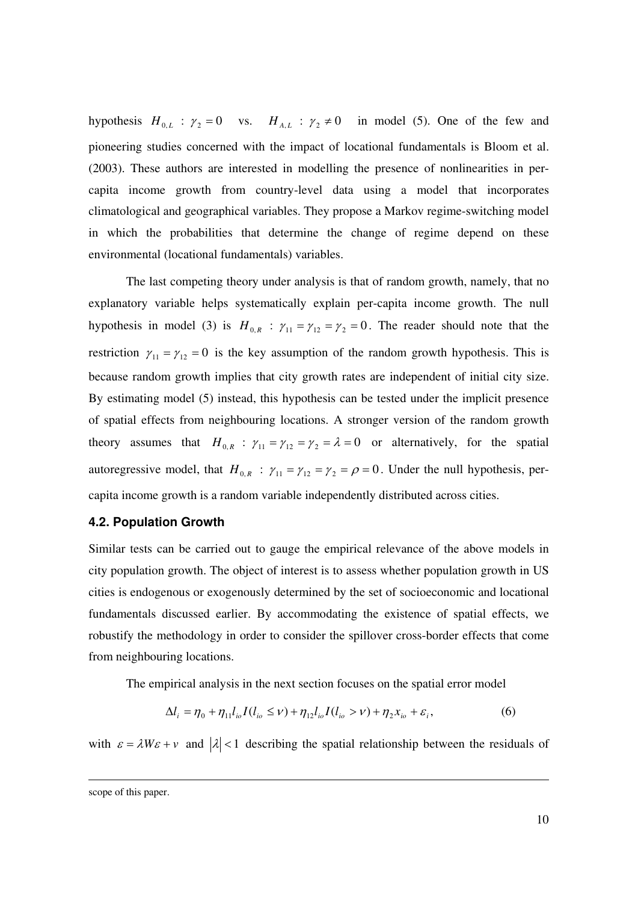hypothesis $H_{0,L}$ : $\gamma_2 = 0$ vs. $H_{A,L}$ : $\gamma_2 \neq 0$ in model (5). One of the few and pioneering studies concerned with the impact of locational fundamentals is Bloom et al. (2003). These authors are interested in modelling the presence of nonlinearities in per-capita income growth from country-level data using a model that incorporates climatological and geographical variables. They propose a Markov regime-switching model in which the probabilities that determine the change of regime depend on these environmental (locational fundamentals) variables.

The last competing theory under analysis is that of random growth, namely, that no explanatory variable helps systematically explain per-capita income growth. The null hypothesis in model (3) is $H_{0,R}$ : $\gamma_{11} = \gamma_{12} = \gamma_2 = 0$. The reader should note that the restriction $\gamma_{11} = \gamma_{12} = 0$ is the key assumption of the random growth hypothesis. This is because random growth implies that city growth rates are independent of initial city size. By estimating model (5) instead, this hypothesis can be tested under the implicit presence of spatial effects from neighbouring locations. A stronger version of the random growth theory assumes that $H_{0,R}$ : $\gamma_{11} = \gamma_{12} = \gamma_2 = \lambda = 0$ or alternatively, for the spatial autoregressive model, that $H_{0,R}$ : $\gamma_{11} = \gamma_{12} = \gamma_2 = \rho = 0$. Under the null hypothesis, per-capita income growth is a random variable independently distributed across cities.

### 4.2. Population Growth

Similar tests can be carried out to gauge the empirical relevance of the above models in city population growth. The object of interest is to assess whether population growth in US cities is endogenous or exogenously determined by the set of socioeconomic and locational fundamentals discussed earlier. By accommodating the existence of spatial effects, we robustify the methodology in order to consider the spillover cross-border effects that come from neighbouring locations.

The empirical analysis in the next section focuses on the spatial error model

$$\Delta l_i = \eta_0 + \eta_{11} l_{io} I(l_{io} \leq \nu) + \eta_{12} l_{io} I(l_{io} > \nu) + \eta_2 x_{io} + \varepsilon_i, \tag{6}$$

with $\varepsilon = \lambda W \varepsilon + v$ and $|\lambda| < 1$ describing the spatial relationship between the residuals of

scope of this paper.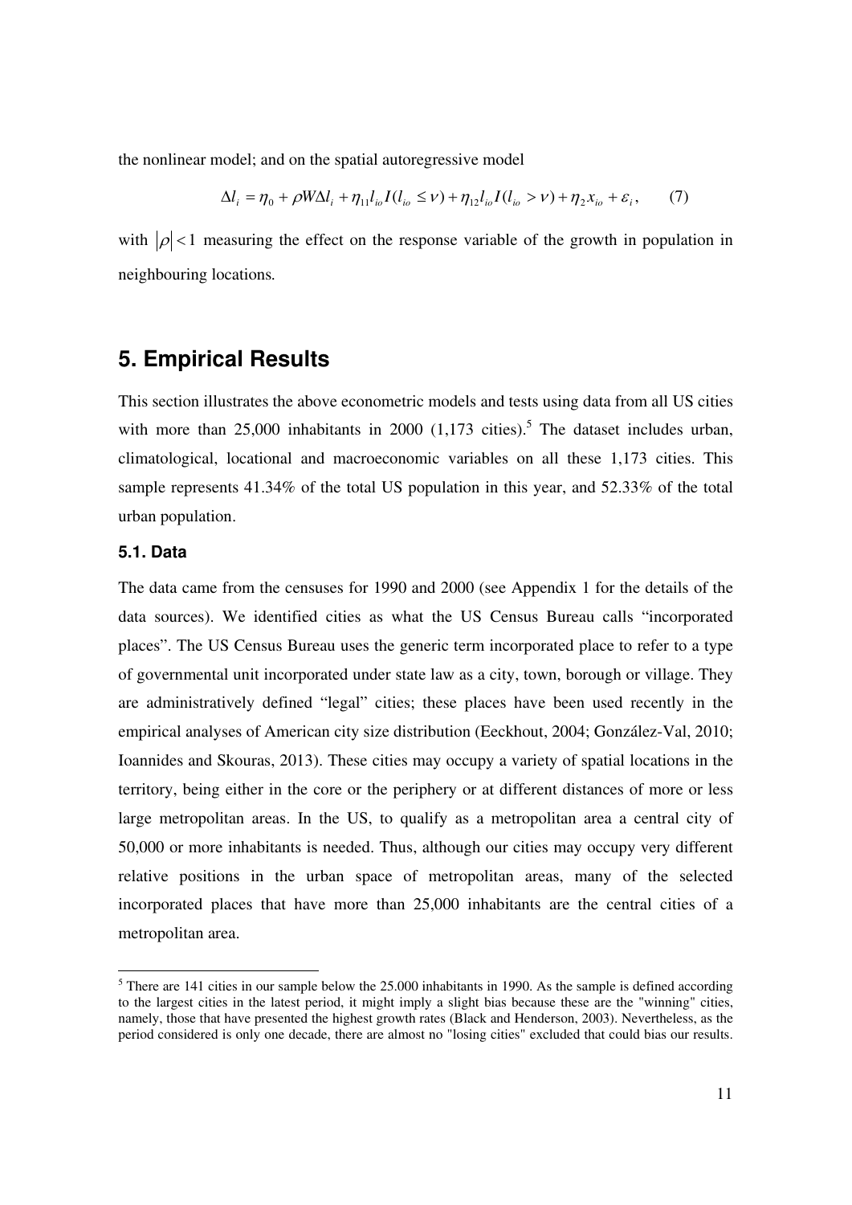the nonlinear model; and on the spatial autoregressive model

$$\Delta l_i = \eta_0 + \rho W \Delta l_i + \eta_{11} l_{io} I(l_{io} \leq \nu) + \eta_{12} l_{io} I(l_{io} > \nu) + \eta_2 x_{io} + \varepsilon_i, \qquad (7)$$

with $|\rho| < 1$ measuring the effect on the response variable of the growth in population in neighbouring locations.

## 5. Empirical Results

This section illustrates the above econometric models and tests using data from all US cities with more than 25,000 inhabitants in 2000 (1,173 cities).[5] The dataset includes urban, climatological, locational and macroeconomic variables on all these 1,173 cities. This sample represents 41.34% of the total US population in this year, and 52.33% of the total urban population.

### 5.1. Data

The data came from the censuses for 1990 and 2000 (see Appendix 1 for the details of the data sources). We identified cities as what the US Census Bureau calls "incorporated places". The US Census Bureau uses the generic term incorporated place to refer to a type of governmental unit incorporated under state law as a city, town, borough or village. They are administratively defined "legal" cities; these places have been used recently in the empirical analyses of American city size distribution (Eeckhout, 2004; González-Val, 2010; Ioannides and Skouras, 2013). These cities may occupy a variety of spatial locations in the territory, being either in the core or the periphery or at different distances of more or less large metropolitan areas. In the US, to qualify as a metropolitan area a central city of 50,000 or more inhabitants is needed. Thus, although our cities may occupy very different relative positions in the urban space of metropolitan areas, many of the selected incorporated places that have more than 25,000 inhabitants are the central cities of a metropolitan area.

[5] There are 141 cities in our sample below the 25.000 inhabitants in 1990. As the sample is defined according to the largest cities in the latest period, it might imply a slight bias because these are the "winning" cities, namely, those that have presented the highest growth rates (Black and Henderson, 2003). Nevertheless, as the period considered is only one decade, there are almost no "losing cities" excluded that could bias our results.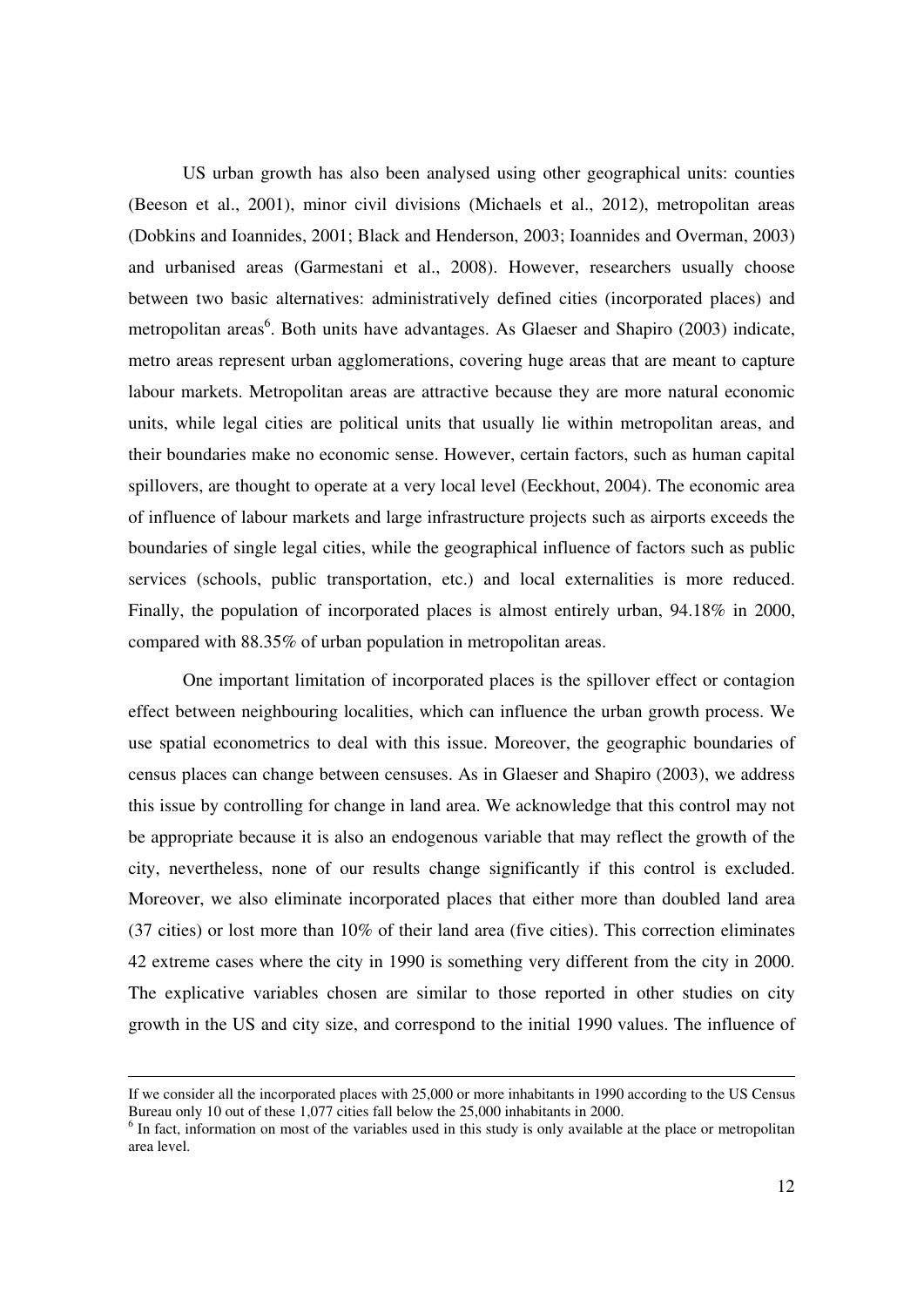US urban growth has also been analysed using other geographical units: counties (Beeson et al., 2001), minor civil divisions (Michaels et al., 2012), metropolitan areas (Dobkins and Ioannides, 2001; Black and Henderson, 2003; Ioannides and Overman, 2003) and urbanised areas (Garmestani et al., 2008). However, researchers usually choose between two basic alternatives: administratively defined cities (incorporated places) and metropolitan areas[6]. Both units have advantages. As Glaeser and Shapiro (2003) indicate, metro areas represent urban agglomerations, covering huge areas that are meant to capture labour markets. Metropolitan areas are attractive because they are more natural economic units, while legal cities are political units that usually lie within metropolitan areas, and their boundaries make no economic sense. However, certain factors, such as human capital spillovers, are thought to operate at a very local level (Eeckhout, 2004). The economic area of influence of labour markets and large infrastructure projects such as airports exceeds the boundaries of single legal cities, while the geographical influence of factors such as public services (schools, public transportation, etc.) and local externalities is more reduced. Finally, the population of incorporated places is almost entirely urban, 94.18% in 2000, compared with 88.35% of urban population in metropolitan areas.

One important limitation of incorporated places is the spillover effect or contagion effect between neighbouring localities, which can influence the urban growth process. We use spatial econometrics to deal with this issue. Moreover, the geographic boundaries of census places can change between censuses. As in Glaeser and Shapiro (2003), we address this issue by controlling for change in land area. We acknowledge that this control may not be appropriate because it is also an endogenous variable that may reflect the growth of the city, nevertheless, none of our results change significantly if this control is excluded. Moreover, we also eliminate incorporated places that either more than doubled land area (37 cities) or lost more than 10% of their land area (five cities). This correction eliminates 42 extreme cases where the city in 1990 is something very different from the city in 2000. The explicative variables chosen are similar to those reported in other studies on city growth in the US and city size, and correspond to the initial 1990 values. The influence of

---

If we consider all the incorporated places with 25,000 or more inhabitants in 1990 according to the US Census Bureau only 10 out of these 1,077 cities fall below the 25,000 inhabitants in 2000.

[6] In fact, information on most of the variables used in this study is only available at the place or metropolitan area level.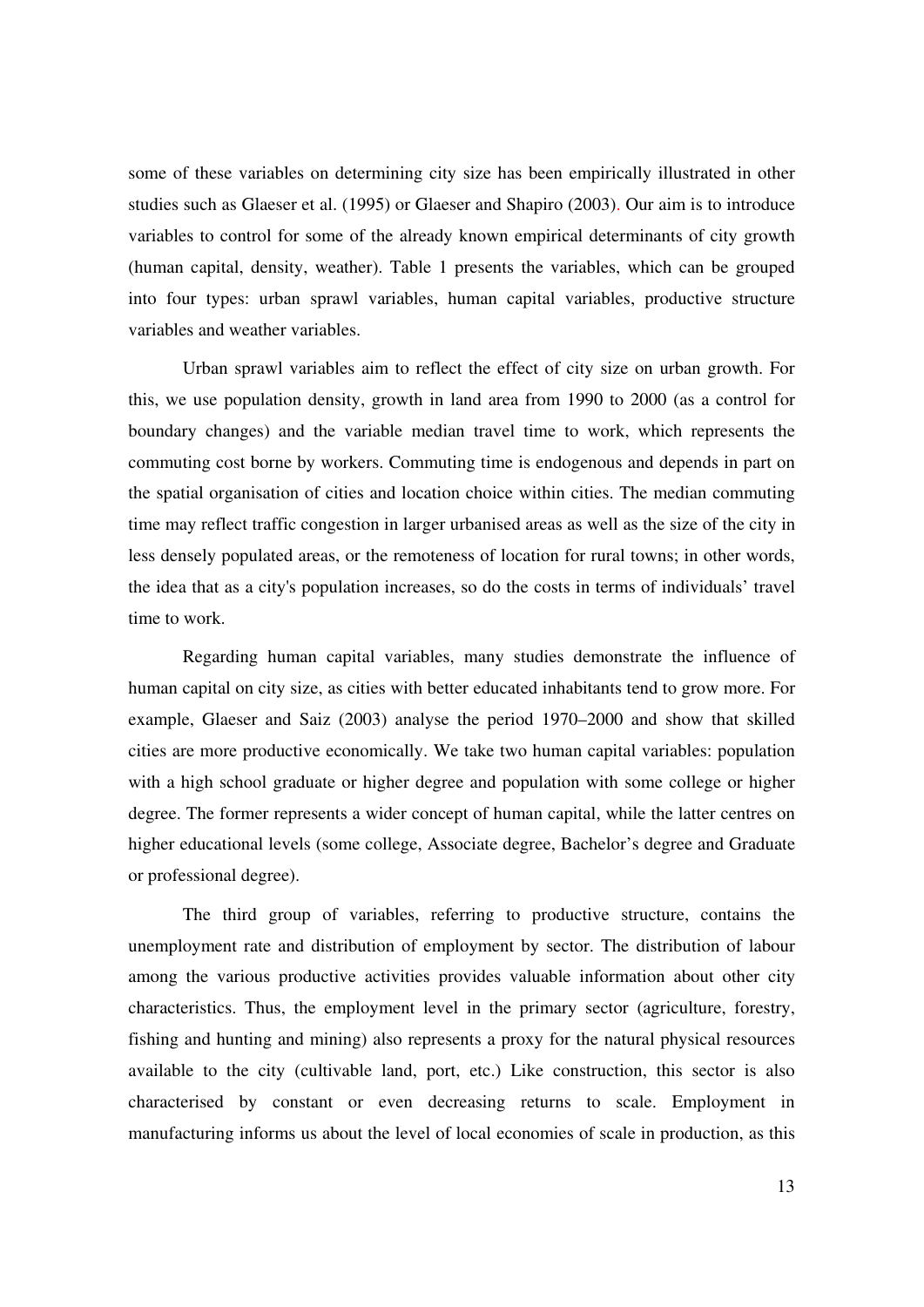some of these variables on determining city size has been empirically illustrated in other studies such as Glaeser et al. (1995) or Glaeser and Shapiro (2003). Our aim is to introduce variables to control for some of the already known empirical determinants of city growth (human capital, density, weather). Table 1 presents the variables, which can be grouped into four types: urban sprawl variables, human capital variables, productive structure variables and weather variables.

Urban sprawl variables aim to reflect the effect of city size on urban growth. For this, we use population density, growth in land area from 1990 to 2000 (as a control for boundary changes) and the variable median travel time to work, which represents the commuting cost borne by workers. Commuting time is endogenous and depends in part on the spatial organisation of cities and location choice within cities. The median commuting time may reflect traffic congestion in larger urbanised areas as well as the size of the city in less densely populated areas, or the remoteness of location for rural towns; in other words, the idea that as a city's population increases, so do the costs in terms of individuals' travel time to work.

Regarding human capital variables, many studies demonstrate the influence of human capital on city size, as cities with better educated inhabitants tend to grow more. For example, Glaeser and Saiz (2003) analyse the period 1970–2000 and show that skilled cities are more productive economically. We take two human capital variables: population with a high school graduate or higher degree and population with some college or higher degree. The former represents a wider concept of human capital, while the latter centres on higher educational levels (some college, Associate degree, Bachelor's degree and Graduate or professional degree).

The third group of variables, referring to productive structure, contains the unemployment rate and distribution of employment by sector. The distribution of labour among the various productive activities provides valuable information about other city characteristics. Thus, the employment level in the primary sector (agriculture, forestry, fishing and hunting and mining) also represents a proxy for the natural physical resources available to the city (cultivable land, port, etc.) Like construction, this sector is also characterised by constant or even decreasing returns to scale. Employment in manufacturing informs us about the level of local economies of scale in production, as this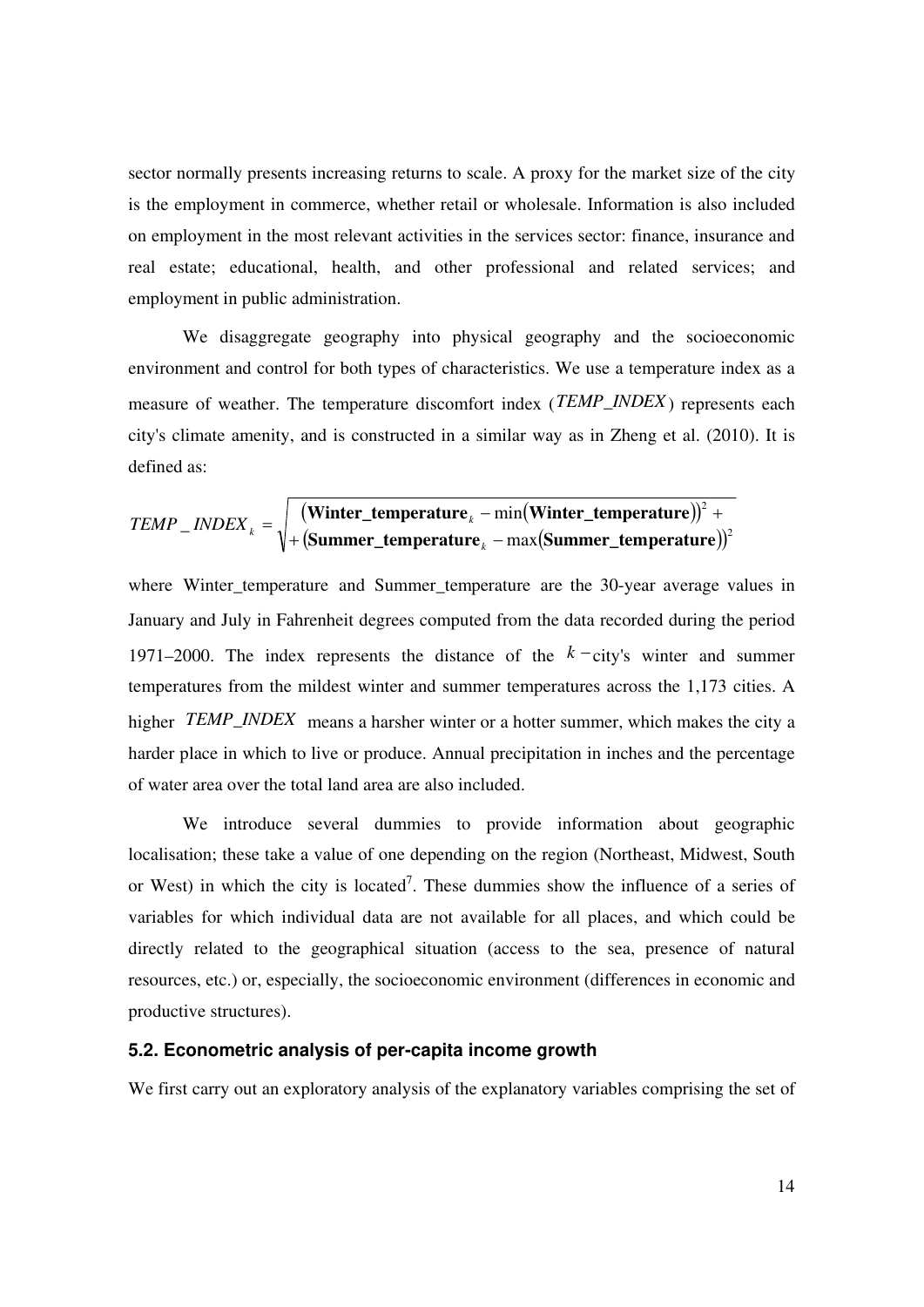sector normally presents increasing returns to scale. A proxy for the market size of the city is the employment in commerce, whether retail or wholesale. Information is also included on employment in the most relevant activities in the services sector: finance, insurance and real estate; educational, health, and other professional and related services; and employment in public administration.

We disaggregate geography into physical geography and the socioeconomic environment and control for both types of characteristics. We use a temperature index as a measure of weather. The temperature discomfort index ($TEMP\_INDEX$) represents each city's climate amenity, and is constructed in a similar way as in Zheng et al. (2010). It is defined as:

$$TEMP\_INDEX_k = \sqrt{\begin{array}{l}(\textbf{Winter\_temperature}_k - \min(\textbf{Winter\_temperature}))^2 + \\ +(\textbf{Summer\_temperature}_k - \max(\textbf{Summer\_temperature}))^2\end{array}}$$

where Winter_temperature and Summer_temperature are the 30-year average values in January and July in Fahrenheit degrees computed from the data recorded during the period 1971–2000. The index represents the distance of the $k-$city's winter and summer temperatures from the mildest winter and summer temperatures across the 1,173 cities. A higher $TEMP\_INDEX$ means a harsher winter or a hotter summer, which makes the city a harder place in which to live or produce. Annual precipitation in inches and the percentage of water area over the total land area are also included.

We introduce several dummies to provide information about geographic localisation; these take a value of one depending on the region (Northeast, Midwest, South or West) in which the city is located[7]. These dummies show the influence of a series of variables for which individual data are not available for all places, and which could be directly related to the geographical situation (access to the sea, presence of natural resources, etc.) or, especially, the socioeconomic environment (differences in economic and productive structures).

### 5.2. Econometric analysis of per-capita income growth

We first carry out an exploratory analysis of the explanatory variables comprising the set of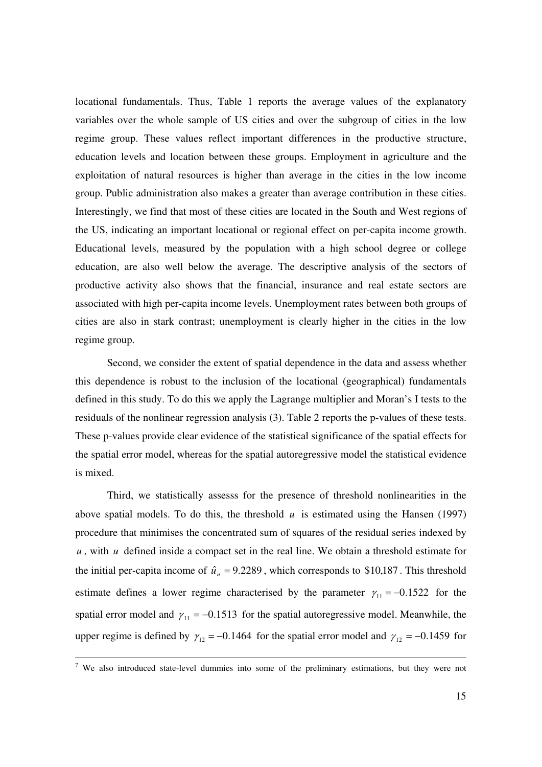locational fundamentals. Thus, Table 1 reports the average values of the explanatory variables over the whole sample of US cities and over the subgroup of cities in the low regime group. These values reflect important differences in the productive structure, education levels and location between these groups. Employment in agriculture and the exploitation of natural resources is higher than average in the cities in the low income group. Public administration also makes a greater than average contribution in these cities. Interestingly, we find that most of these cities are located in the South and West regions of the US, indicating an important locational or regional effect on per-capita income growth. Educational levels, measured by the population with a high school degree or college education, are also well below the average. The descriptive analysis of the sectors of productive activity also shows that the financial, insurance and real estate sectors are associated with high per-capita income levels. Unemployment rates between both groups of cities are also in stark contrast; unemployment is clearly higher in the cities in the low regime group.

Second, we consider the extent of spatial dependence in the data and assess whether this dependence is robust to the inclusion of the locational (geographical) fundamentals defined in this study. To do this we apply the Lagrange multiplier and Moran's I tests to the residuals of the nonlinear regression analysis (3). Table 2 reports the p-values of these tests. These p-values provide clear evidence of the statistical significance of the spatial effects for the spatial error model, whereas for the spatial autoregressive model the statistical evidence is mixed.

Third, we statistically assesss for the presence of threshold nonlinearities in the above spatial models. To do this, the threshold $u$ is estimated using the Hansen (1997) procedure that minimises the concentrated sum of squares of the residual series indexed by $u$, with $u$ defined inside a compact set in the real line. We obtain a threshold estimate for the initial per-capita income of $\hat{u}_n = 9.2289$, which corresponds to $10,187. This threshold estimate defines a lower regime characterised by the parameter $\gamma_{11} = -0.1522$ for the spatial error model and $\gamma_{11} = -0.1513$ for the spatial autoregressive model. Meanwhile, the upper regime is defined by $\gamma_{12} = -0.1464$ for the spatial error model and $\gamma_{12} = -0.1459$ for

[7] We also introduced state-level dummies into some of the preliminary estimations, but they were not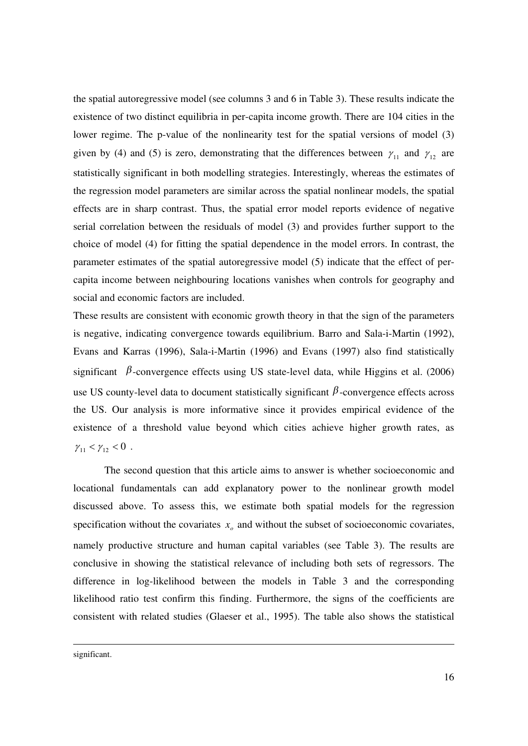the spatial autoregressive model (see columns 3 and 6 in Table 3). These results indicate the existence of two distinct equilibria in per-capita income growth. There are 104 cities in the lower regime. The p-value of the nonlinearity test for the spatial versions of model (3) given by (4) and (5) is zero, demonstrating that the differences between $\gamma_{11}$ and $\gamma_{12}$ are statistically significant in both modelling strategies. Interestingly, whereas the estimates of the regression model parameters are similar across the spatial nonlinear models, the spatial effects are in sharp contrast. Thus, the spatial error model reports evidence of negative serial correlation between the residuals of model (3) and provides further support to the choice of model (4) for fitting the spatial dependence in the model errors. In contrast, the parameter estimates of the spatial autoregressive model (5) indicate that the effect of per-capita income between neighbouring locations vanishes when controls for geography and social and economic factors are included.

These results are consistent with economic growth theory in that the sign of the parameters is negative, indicating convergence towards equilibrium. Barro and Sala-i-Martin (1992), Evans and Karras (1996), Sala-i-Martin (1996) and Evans (1997) also find statistically significant $\beta$-convergence effects using US state-level data, while Higgins et al. (2006) use US county-level data to document statistically significant $\beta$-convergence effects across the US. Our analysis is more informative since it provides empirical evidence of the existence of a threshold value beyond which cities achieve higher growth rates, as $\gamma_{11} < \gamma_{12} < 0$ .

The second question that this article aims to answer is whether socioeconomic and locational fundamentals can add explanatory power to the nonlinear growth model discussed above. To assess this, we estimate both spatial models for the regression specification without the covariates $x_o$ and without the subset of socioeconomic covariates, namely productive structure and human capital variables (see Table 3). The results are conclusive in showing the statistical relevance of including both sets of regressors. The difference in log-likelihood between the models in Table 3 and the corresponding likelihood ratio test confirm this finding. Furthermore, the signs of the coefficients are consistent with related studies (Glaeser et al., 1995). The table also shows the statistical

---

significant.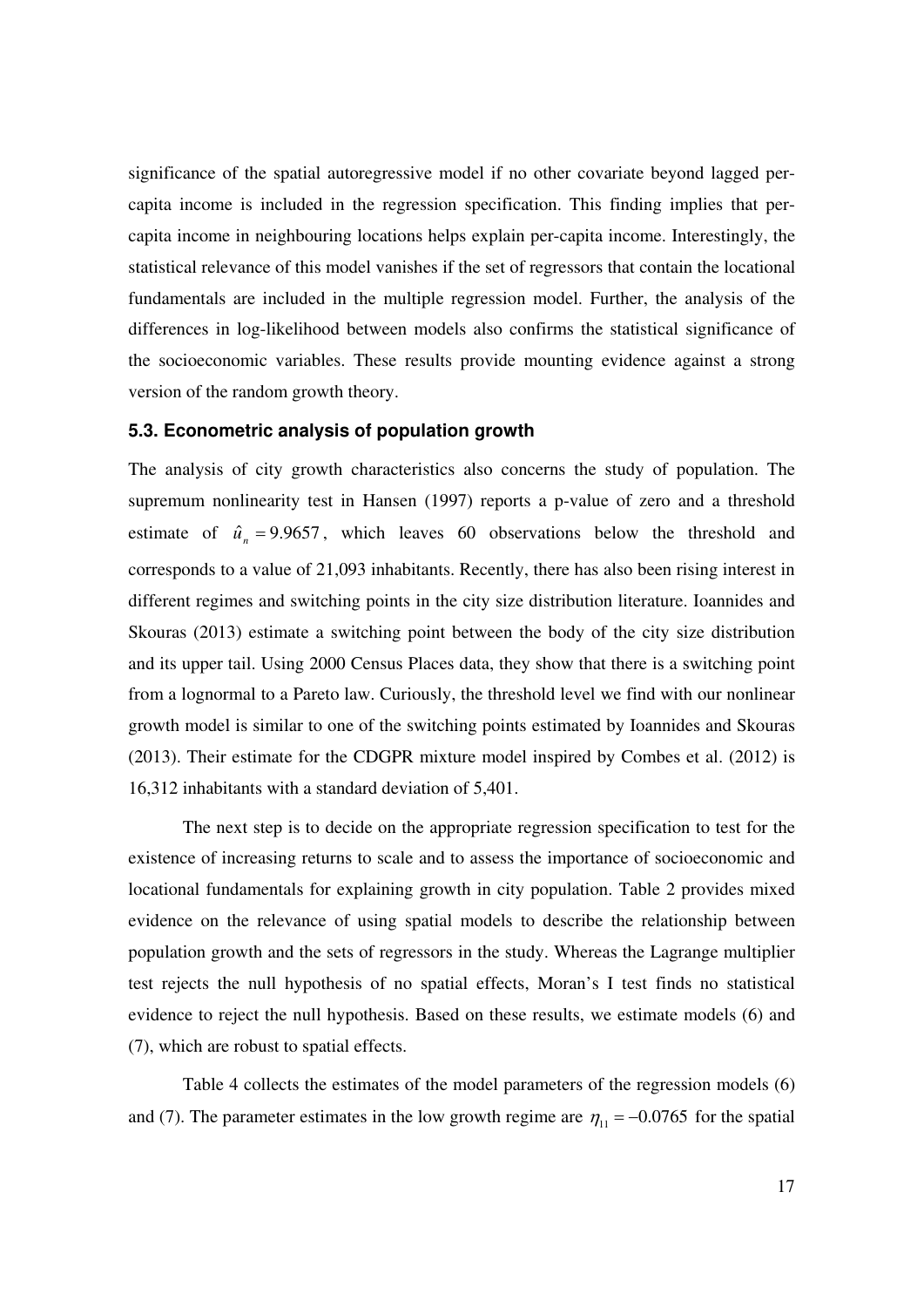significance of the spatial autoregressive model if no other covariate beyond lagged per-capita income is included in the regression specification. This finding implies that per-capita income in neighbouring locations helps explain per-capita income. Interestingly, the statistical relevance of this model vanishes if the set of regressors that contain the locational fundamentals are included in the multiple regression model. Further, the analysis of the differences in log-likelihood between models also confirms the statistical significance of the socioeconomic variables. These results provide mounting evidence against a strong version of the random growth theory.

### 5.3. Econometric analysis of population growth

The analysis of city growth characteristics also concerns the study of population. The supremum nonlinearity test in Hansen (1997) reports a p-value of zero and a threshold estimate of $\hat{u}_n = 9.9657$, which leaves 60 observations below the threshold and corresponds to a value of 21,093 inhabitants. Recently, there has also been rising interest in different regimes and switching points in the city size distribution literature. Ioannides and Skouras (2013) estimate a switching point between the body of the city size distribution and its upper tail. Using 2000 Census Places data, they show that there is a switching point from a lognormal to a Pareto law. Curiously, the threshold level we find with our nonlinear growth model is similar to one of the switching points estimated by Ioannides and Skouras (2013). Their estimate for the CDGPR mixture model inspired by Combes et al. (2012) is 16,312 inhabitants with a standard deviation of 5,401.

The next step is to decide on the appropriate regression specification to test for the existence of increasing returns to scale and to assess the importance of socioeconomic and locational fundamentals for explaining growth in city population. Table 2 provides mixed evidence on the relevance of using spatial models to describe the relationship between population growth and the sets of regressors in the study. Whereas the Lagrange multiplier test rejects the null hypothesis of no spatial effects, Moran's I test finds no statistical evidence to reject the null hypothesis. Based on these results, we estimate models (6) and (7), which are robust to spatial effects.

Table 4 collects the estimates of the model parameters of the regression models (6) and (7). The parameter estimates in the low growth regime are $\eta_{11} = -0.0765$ for the spatial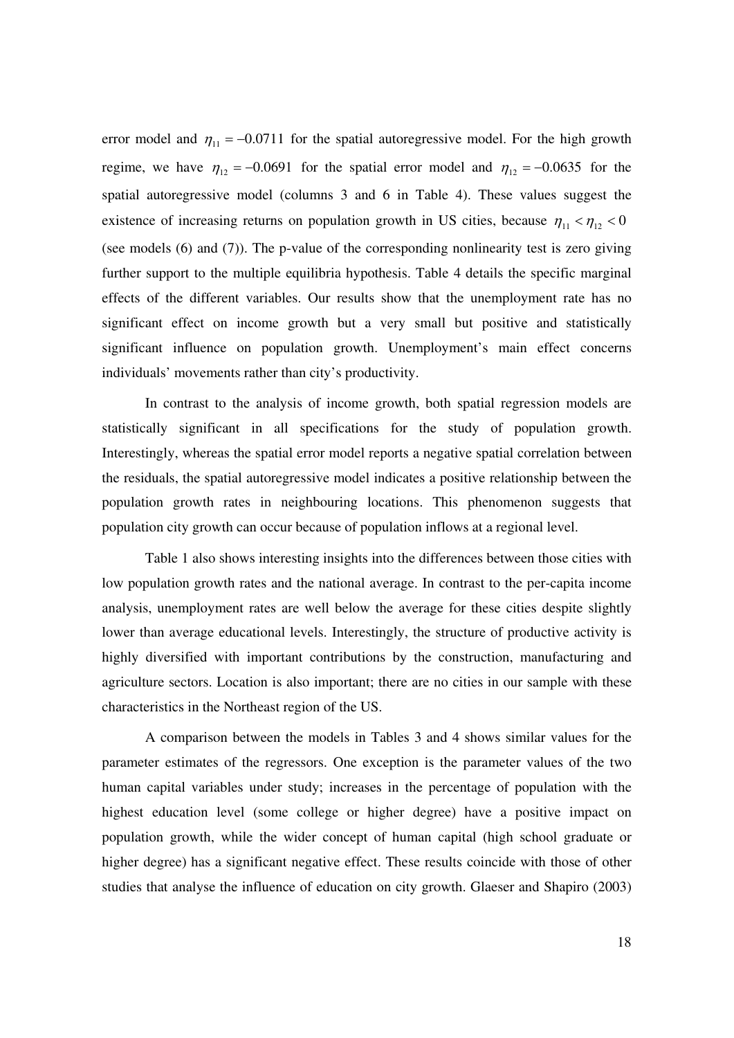error model and $\eta_{11} = -0.0711$ for the spatial autoregressive model. For the high growth regime, we have $\eta_{12} = -0.0691$ for the spatial error model and $\eta_{12} = -0.0635$ for the spatial autoregressive model (columns 3 and 6 in Table 4). These values suggest the existence of increasing returns on population growth in US cities, because $\eta_{11} < \eta_{12} < 0$ (see models (6) and (7)). The p-value of the corresponding nonlinearity test is zero giving further support to the multiple equilibria hypothesis. Table 4 details the specific marginal effects of the different variables. Our results show that the unemployment rate has no significant effect on income growth but a very small but positive and statistically significant influence on population growth. Unemployment's main effect concerns individuals' movements rather than city's productivity.

In contrast to the analysis of income growth, both spatial regression models are statistically significant in all specifications for the study of population growth. Interestingly, whereas the spatial error model reports a negative spatial correlation between the residuals, the spatial autoregressive model indicates a positive relationship between the population growth rates in neighbouring locations. This phenomenon suggests that population city growth can occur because of population inflows at a regional level.

Table 1 also shows interesting insights into the differences between those cities with low population growth rates and the national average. In contrast to the per-capita income analysis, unemployment rates are well below the average for these cities despite slightly lower than average educational levels. Interestingly, the structure of productive activity is highly diversified with important contributions by the construction, manufacturing and agriculture sectors. Location is also important; there are no cities in our sample with these characteristics in the Northeast region of the US.

A comparison between the models in Tables 3 and 4 shows similar values for the parameter estimates of the regressors. One exception is the parameter values of the two human capital variables under study; increases in the percentage of population with the highest education level (some college or higher degree) have a positive impact on population growth, while the wider concept of human capital (high school graduate or higher degree) has a significant negative effect. These results coincide with those of other studies that analyse the influence of education on city growth. Glaeser and Shapiro (2003)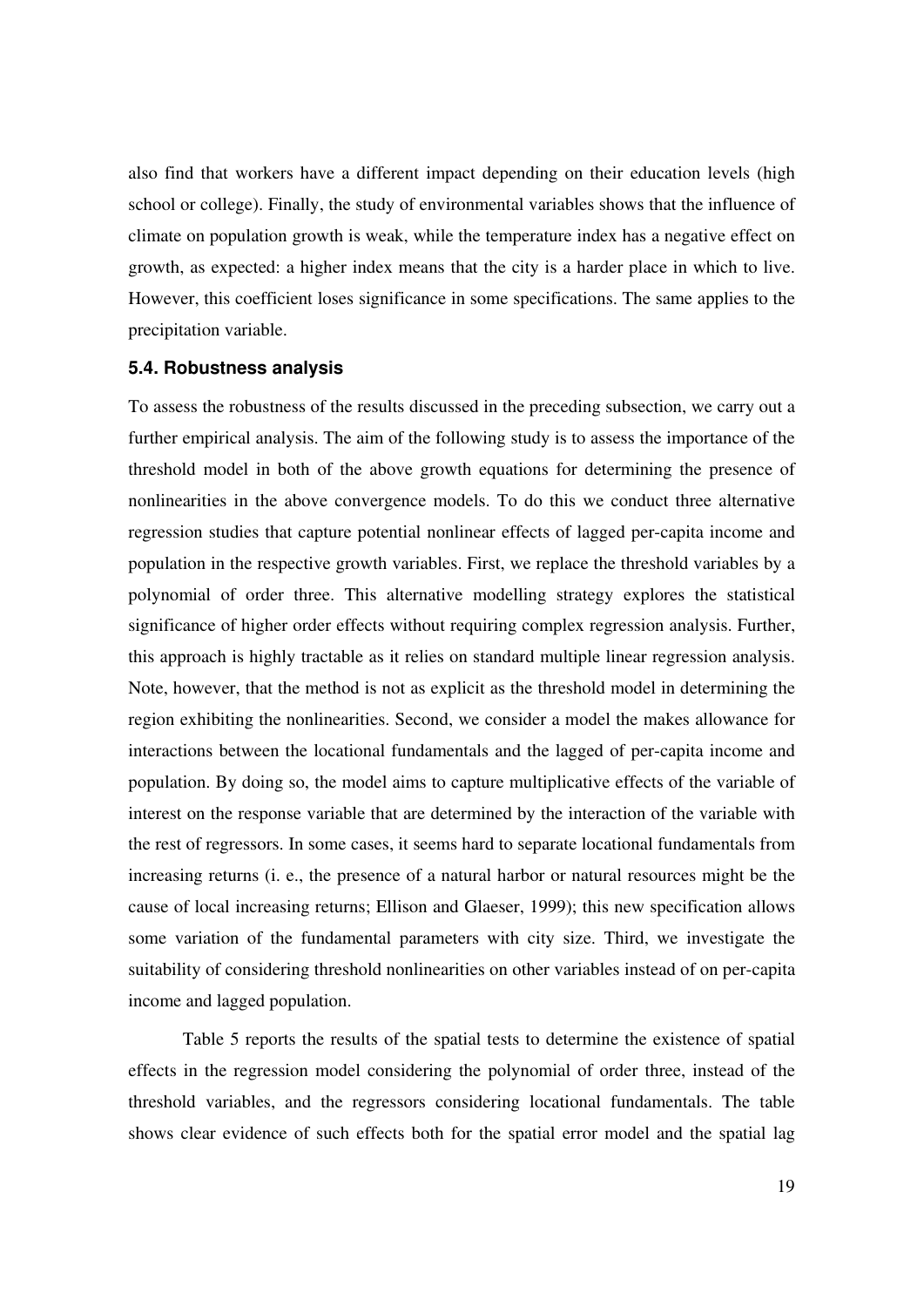also find that workers have a different impact depending on their education levels (high school or college). Finally, the study of environmental variables shows that the influence of climate on population growth is weak, while the temperature index has a negative effect on growth, as expected: a higher index means that the city is a harder place in which to live. However, this coefficient loses significance in some specifications. The same applies to the precipitation variable.

### 5.4. Robustness analysis

To assess the robustness of the results discussed in the preceding subsection, we carry out a further empirical analysis. The aim of the following study is to assess the importance of the threshold model in both of the above growth equations for determining the presence of nonlinearities in the above convergence models. To do this we conduct three alternative regression studies that capture potential nonlinear effects of lagged per-capita income and population in the respective growth variables. First, we replace the threshold variables by a polynomial of order three. This alternative modelling strategy explores the statistical significance of higher order effects without requiring complex regression analysis. Further, this approach is highly tractable as it relies on standard multiple linear regression analysis. Note, however, that the method is not as explicit as the threshold model in determining the region exhibiting the nonlinearities. Second, we consider a model the makes allowance for interactions between the locational fundamentals and the lagged of per-capita income and population. By doing so, the model aims to capture multiplicative effects of the variable of interest on the response variable that are determined by the interaction of the variable with the rest of regressors. In some cases, it seems hard to separate locational fundamentals from increasing returns (i. e., the presence of a natural harbor or natural resources might be the cause of local increasing returns; Ellison and Glaeser, 1999); this new specification allows some variation of the fundamental parameters with city size. Third, we investigate the suitability of considering threshold nonlinearities on other variables instead of on per-capita income and lagged population.

Table 5 reports the results of the spatial tests to determine the existence of spatial effects in the regression model considering the polynomial of order three, instead of the threshold variables, and the regressors considering locational fundamentals. The table shows clear evidence of such effects both for the spatial error model and the spatial lag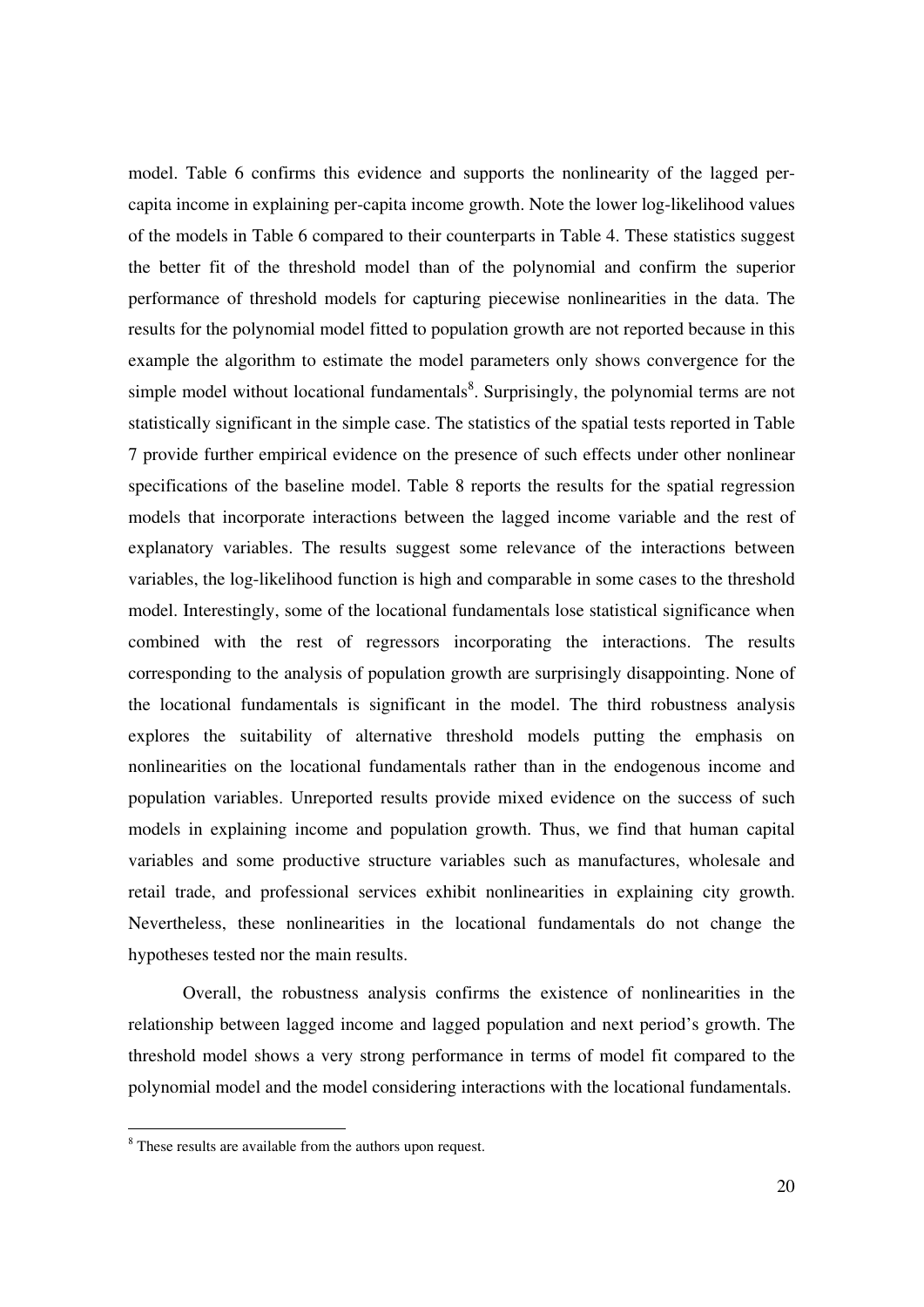model. Table 6 confirms this evidence and supports the nonlinearity of the lagged per-capita income in explaining per-capita income growth. Note the lower log-likelihood values of the models in Table 6 compared to their counterparts in Table 4. These statistics suggest the better fit of the threshold model than of the polynomial and confirm the superior performance of threshold models for capturing piecewise nonlinearities in the data. The results for the polynomial model fitted to population growth are not reported because in this example the algorithm to estimate the model parameters only shows convergence for the simple model without locational fundamentals[8]. Surprisingly, the polynomial terms are not statistically significant in the simple case. The statistics of the spatial tests reported in Table 7 provide further empirical evidence on the presence of such effects under other nonlinear specifications of the baseline model. Table 8 reports the results for the spatial regression models that incorporate interactions between the lagged income variable and the rest of explanatory variables. The results suggest some relevance of the interactions between variables, the log-likelihood function is high and comparable in some cases to the threshold model. Interestingly, some of the locational fundamentals lose statistical significance when combined with the rest of regressors incorporating the interactions. The results corresponding to the analysis of population growth are surprisingly disappointing. None of the locational fundamentals is significant in the model. The third robustness analysis explores the suitability of alternative threshold models putting the emphasis on nonlinearities on the locational fundamentals rather than in the endogenous income and population variables. Unreported results provide mixed evidence on the success of such models in explaining income and population growth. Thus, we find that human capital variables and some productive structure variables such as manufactures, wholesale and retail trade, and professional services exhibit nonlinearities in explaining city growth. Nevertheless, these nonlinearities in the locational fundamentals do not change the hypotheses tested nor the main results.

Overall, the robustness analysis confirms the existence of nonlinearities in the relationship between lagged income and lagged population and next period's growth. The threshold model shows a very strong performance in terms of model fit compared to the polynomial model and the model considering interactions with the locational fundamentals.

[8] These results are available from the authors upon request.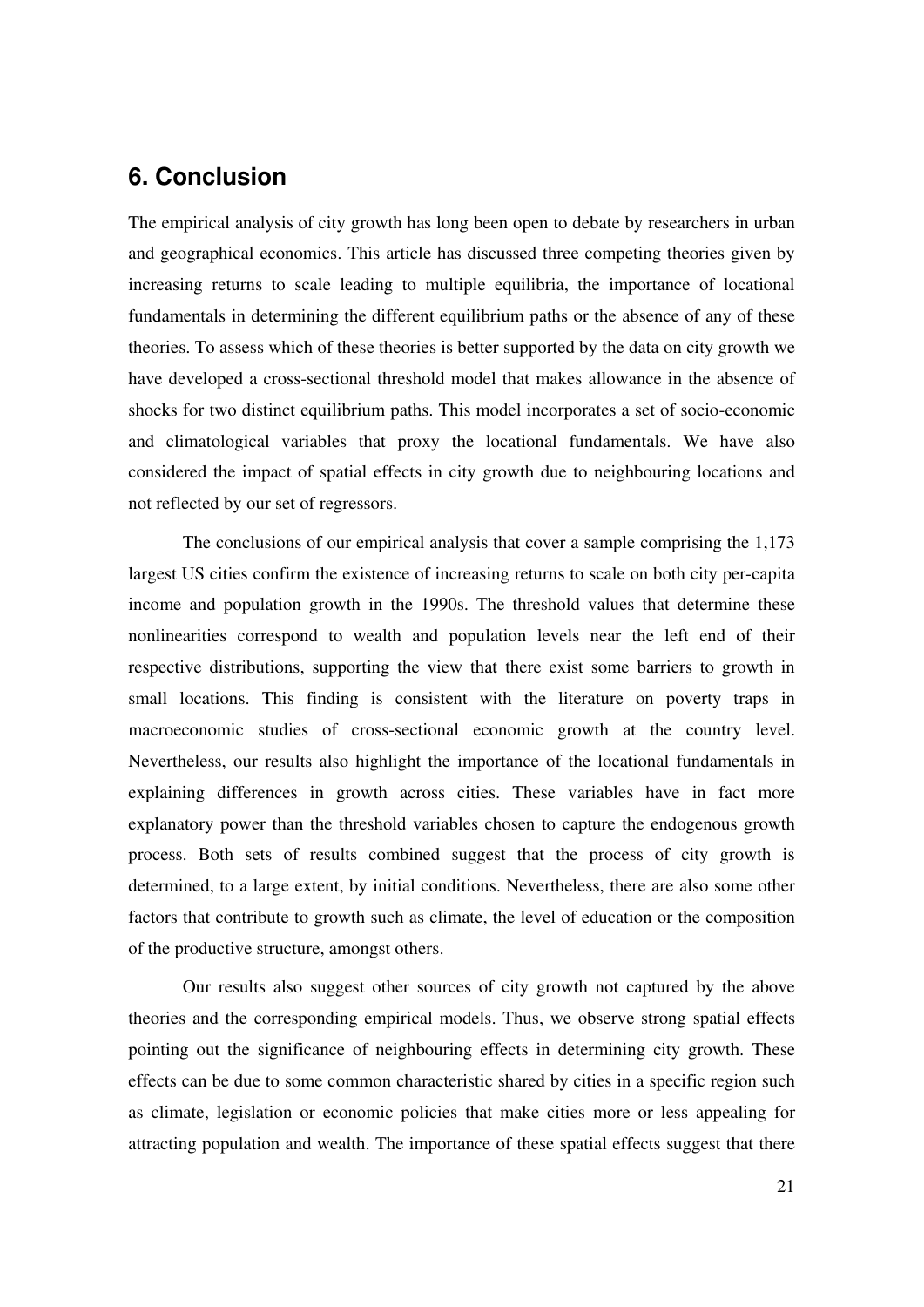## 6. Conclusion

The empirical analysis of city growth has long been open to debate by researchers in urban and geographical economics. This article has discussed three competing theories given by increasing returns to scale leading to multiple equilibria, the importance of locational fundamentals in determining the different equilibrium paths or the absence of any of these theories. To assess which of these theories is better supported by the data on city growth we have developed a cross-sectional threshold model that makes allowance in the absence of shocks for two distinct equilibrium paths. This model incorporates a set of socio-economic and climatological variables that proxy the locational fundamentals. We have also considered the impact of spatial effects in city growth due to neighbouring locations and not reflected by our set of regressors.

The conclusions of our empirical analysis that cover a sample comprising the 1,173 largest US cities confirm the existence of increasing returns to scale on both city per-capita income and population growth in the 1990s. The threshold values that determine these nonlinearities correspond to wealth and population levels near the left end of their respective distributions, supporting the view that there exist some barriers to growth in small locations. This finding is consistent with the literature on poverty traps in macroeconomic studies of cross-sectional economic growth at the country level. Nevertheless, our results also highlight the importance of the locational fundamentals in explaining differences in growth across cities. These variables have in fact more explanatory power than the threshold variables chosen to capture the endogenous growth process. Both sets of results combined suggest that the process of city growth is determined, to a large extent, by initial conditions. Nevertheless, there are also some other factors that contribute to growth such as climate, the level of education or the composition of the productive structure, amongst others.

Our results also suggest other sources of city growth not captured by the above theories and the corresponding empirical models. Thus, we observe strong spatial effects pointing out the significance of neighbouring effects in determining city growth. These effects can be due to some common characteristic shared by cities in a specific region such as climate, legislation or economic policies that make cities more or less appealing for attracting population and wealth. The importance of these spatial effects suggest that there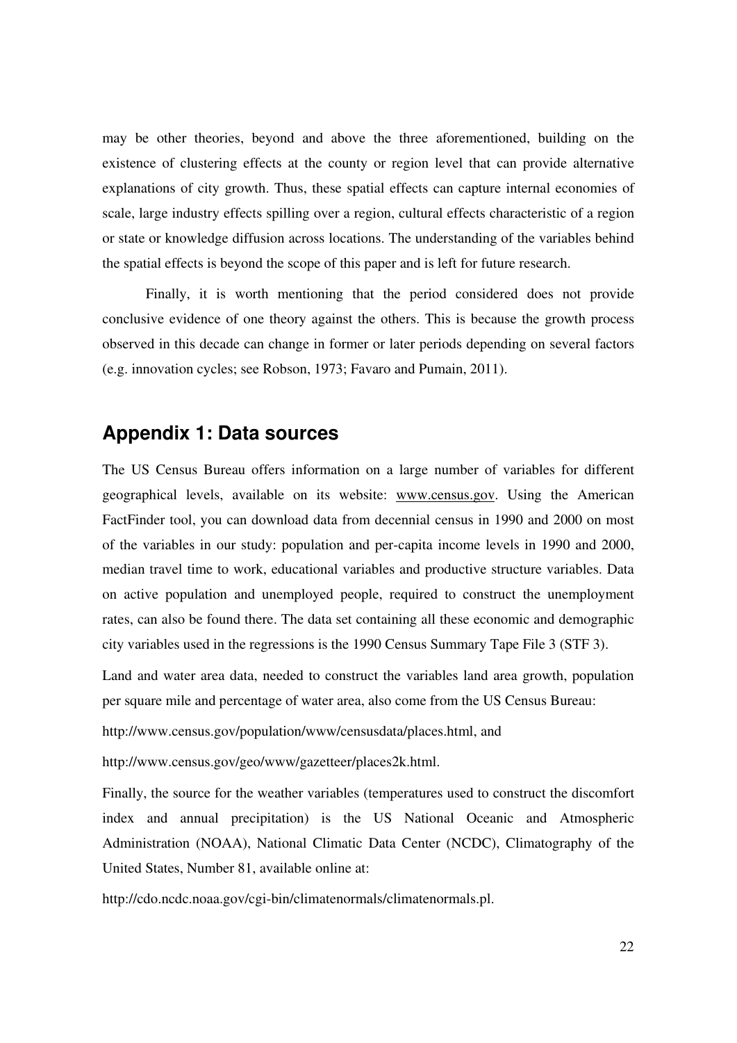may be other theories, beyond and above the three aforementioned, building on the existence of clustering effects at the county or region level that can provide alternative explanations of city growth. Thus, these spatial effects can capture internal economies of scale, large industry effects spilling over a region, cultural effects characteristic of a region or state or knowledge diffusion across locations. The understanding of the variables behind the spatial effects is beyond the scope of this paper and is left for future research.

Finally, it is worth mentioning that the period considered does not provide conclusive evidence of one theory against the others. This is because the growth process observed in this decade can change in former or later periods depending on several factors (e.g. innovation cycles; see Robson, 1973; Favaro and Pumain, 2011).

## Appendix 1: Data sources

The US Census Bureau offers information on a large number of variables for different geographical levels, available on its website: www.census.gov. Using the American FactFinder tool, you can download data from decennial census in 1990 and 2000 on most of the variables in our study: population and per-capita income levels in 1990 and 2000, median travel time to work, educational variables and productive structure variables. Data on active population and unemployed people, required to construct the unemployment rates, can also be found there. The data set containing all these economic and demographic city variables used in the regressions is the 1990 Census Summary Tape File 3 (STF 3).

Land and water area data, needed to construct the variables land area growth, population per square mile and percentage of water area, also come from the US Census Bureau:

http://www.census.gov/population/www/censusdata/places.html, and

http://www.census.gov/geo/www/gazetteer/places2k.html.

Finally, the source for the weather variables (temperatures used to construct the discomfort index and annual precipitation) is the US National Oceanic and Atmospheric Administration (NOAA), National Climatic Data Center (NCDC), Climatography of the United States, Number 81, available online at:

http://cdo.ncdc.noaa.gov/cgi-bin/climatenormals/climatenormals.pl.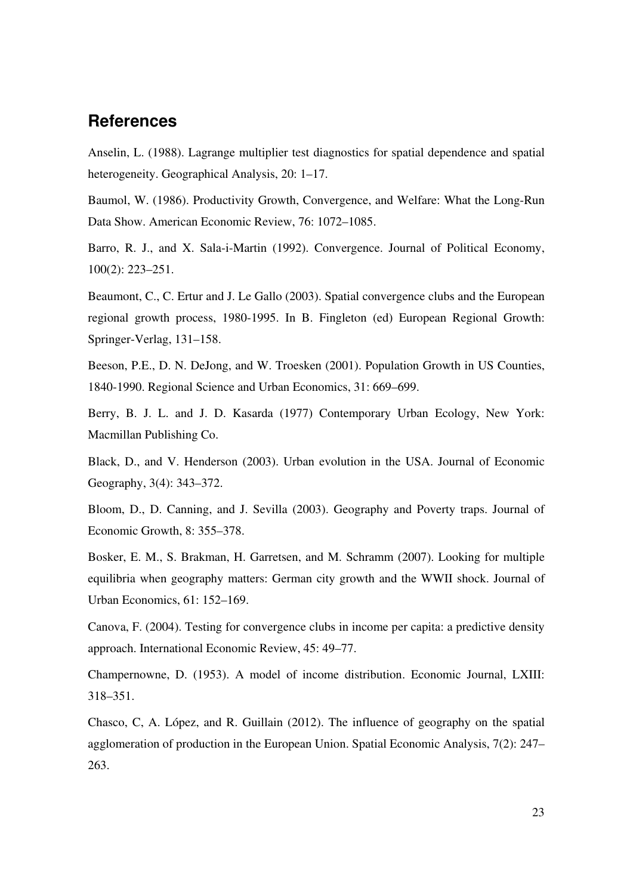## References

Anselin, L. (1988). Lagrange multiplier test diagnostics for spatial dependence and spatial heterogeneity. Geographical Analysis, 20: 1–17.

Baumol, W. (1986). Productivity Growth, Convergence, and Welfare: What the Long-Run Data Show. American Economic Review, 76: 1072–1085.

Barro, R. J., and X. Sala-i-Martin (1992). Convergence. Journal of Political Economy, 100(2): 223–251.

Beaumont, C., C. Ertur and J. Le Gallo (2003). Spatial convergence clubs and the European regional growth process, 1980-1995. In B. Fingleton (ed) European Regional Growth: Springer-Verlag, 131–158.

Beeson, P.E., D. N. DeJong, and W. Troesken (2001). Population Growth in US Counties, 1840-1990. Regional Science and Urban Economics, 31: 669–699.

Berry, B. J. L. and J. D. Kasarda (1977) Contemporary Urban Ecology, New York: Macmillan Publishing Co.

Black, D., and V. Henderson (2003). Urban evolution in the USA. Journal of Economic Geography, 3(4): 343–372.

Bloom, D., D. Canning, and J. Sevilla (2003). Geography and Poverty traps. Journal of Economic Growth, 8: 355–378.

Bosker, E. M., S. Brakman, H. Garretsen, and M. Schramm (2007). Looking for multiple equilibria when geography matters: German city growth and the WWII shock. Journal of Urban Economics, 61: 152–169.

Canova, F. (2004). Testing for convergence clubs in income per capita: a predictive density approach. International Economic Review, 45: 49–77.

Champernowne, D. (1953). A model of income distribution. Economic Journal, LXIII: 318–351.

Chasco, C, A. López, and R. Guillain (2012). The influence of geography on the spatial agglomeration of production in the European Union. Spatial Economic Analysis, 7(2): 247–263.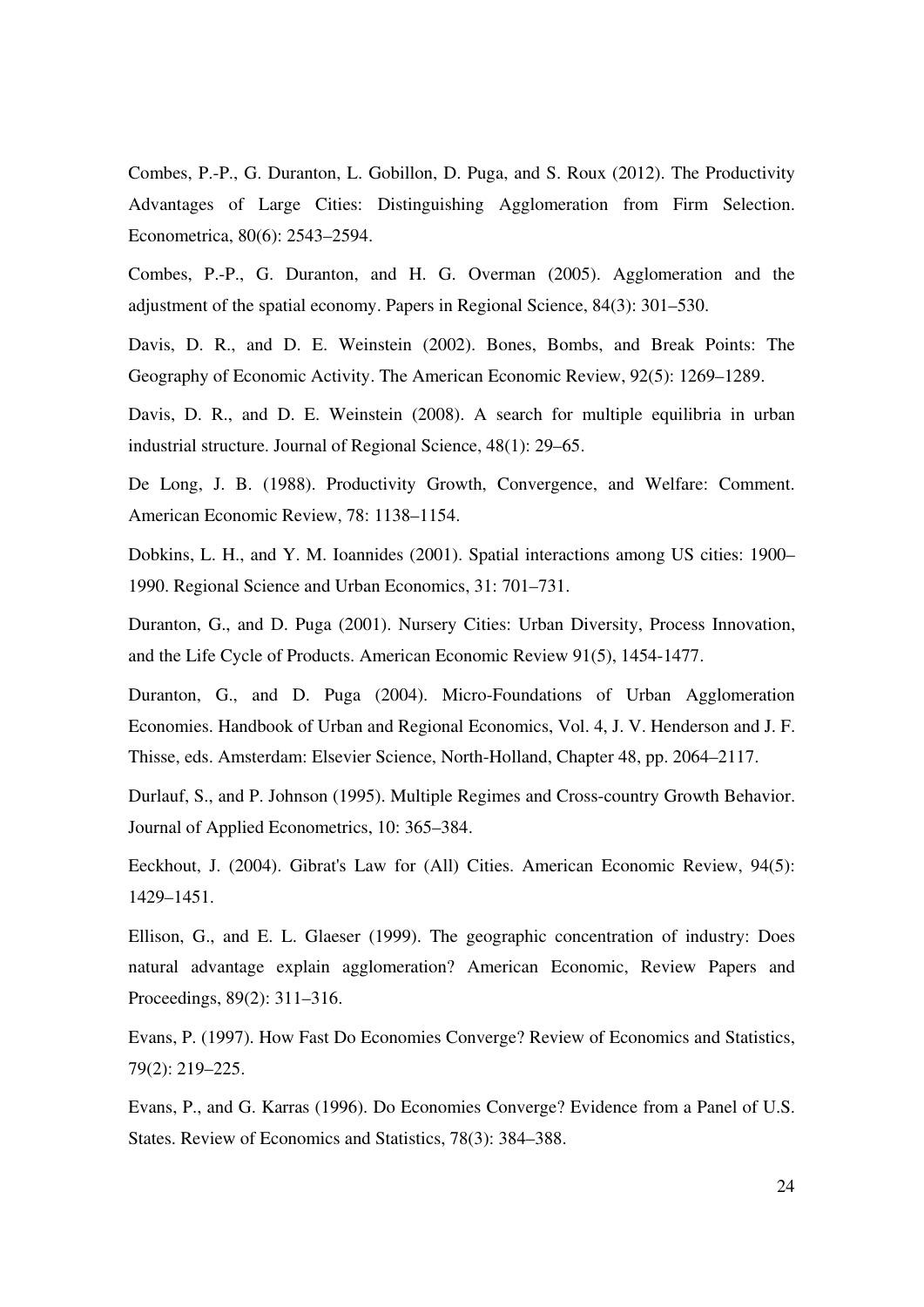Combes, P.-P., G. Duranton, L. Gobillon, D. Puga, and S. Roux (2012). The Productivity Advantages of Large Cities: Distinguishing Agglomeration from Firm Selection. Econometrica, 80(6): 2543–2594.

Combes, P.-P., G. Duranton, and H. G. Overman (2005). Agglomeration and the adjustment of the spatial economy. Papers in Regional Science, 84(3): 301–530.

Davis, D. R., and D. E. Weinstein (2002). Bones, Bombs, and Break Points: The Geography of Economic Activity. The American Economic Review, 92(5): 1269–1289.

Davis, D. R., and D. E. Weinstein (2008). A search for multiple equilibria in urban industrial structure. Journal of Regional Science, 48(1): 29–65.

De Long, J. B. (1988). Productivity Growth, Convergence, and Welfare: Comment. American Economic Review, 78: 1138–1154.

Dobkins, L. H., and Y. M. Ioannides (2001). Spatial interactions among US cities: 1900–1990. Regional Science and Urban Economics, 31: 701–731.

Duranton, G., and D. Puga (2001). Nursery Cities: Urban Diversity, Process Innovation, and the Life Cycle of Products. American Economic Review 91(5), 1454-1477.

Duranton, G., and D. Puga (2004). Micro-Foundations of Urban Agglomeration Economies. Handbook of Urban and Regional Economics, Vol. 4, J. V. Henderson and J. F. Thisse, eds. Amsterdam: Elsevier Science, North-Holland, Chapter 48, pp. 2064–2117.

Durlauf, S., and P. Johnson (1995). Multiple Regimes and Cross-country Growth Behavior. Journal of Applied Econometrics, 10: 365–384.

Eeckhout, J. (2004). Gibrat's Law for (All) Cities. American Economic Review, 94(5): 1429–1451.

Ellison, G., and E. L. Glaeser (1999). The geographic concentration of industry: Does natural advantage explain agglomeration? American Economic, Review Papers and Proceedings, 89(2): 311–316.

Evans, P. (1997). How Fast Do Economies Converge? Review of Economics and Statistics, 79(2): 219–225.

Evans, P., and G. Karras (1996). Do Economies Converge? Evidence from a Panel of U.S. States. Review of Economics and Statistics, 78(3): 384–388.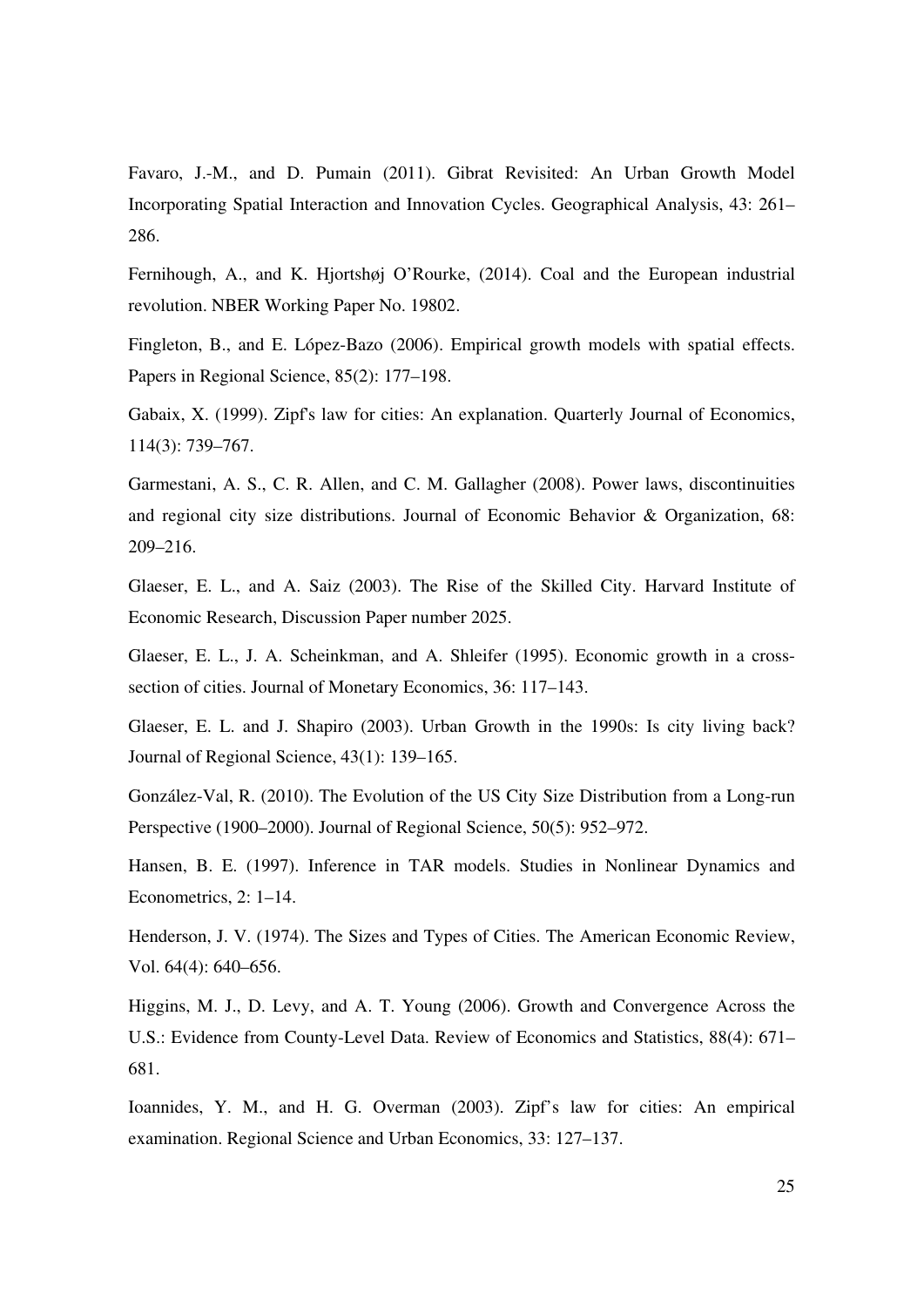Favaro, J.-M., and D. Pumain (2011). Gibrat Revisited: An Urban Growth Model Incorporating Spatial Interaction and Innovation Cycles. Geographical Analysis, 43: 261–286.

Fernihough, A., and K. Hjortshøj O'Rourke, (2014). Coal and the European industrial revolution. NBER Working Paper No. 19802.

Fingleton, B., and E. López-Bazo (2006). Empirical growth models with spatial effects. Papers in Regional Science, 85(2): 177–198.

Gabaix, X. (1999). Zipf's law for cities: An explanation. Quarterly Journal of Economics, 114(3): 739–767.

Garmestani, A. S., C. R. Allen, and C. M. Gallagher (2008). Power laws, discontinuities and regional city size distributions. Journal of Economic Behavior & Organization, 68: 209–216.

Glaeser, E. L., and A. Saiz (2003). The Rise of the Skilled City. Harvard Institute of Economic Research, Discussion Paper number 2025.

Glaeser, E. L., J. A. Scheinkman, and A. Shleifer (1995). Economic growth in a cross-section of cities. Journal of Monetary Economics, 36: 117–143.

Glaeser, E. L. and J. Shapiro (2003). Urban Growth in the 1990s: Is city living back? Journal of Regional Science, 43(1): 139–165.

González-Val, R. (2010). The Evolution of the US City Size Distribution from a Long-run Perspective (1900–2000). Journal of Regional Science, 50(5): 952–972.

Hansen, B. E. (1997). Inference in TAR models. Studies in Nonlinear Dynamics and Econometrics, 2: 1–14.

Henderson, J. V. (1974). The Sizes and Types of Cities. The American Economic Review, Vol. 64(4): 640–656.

Higgins, M. J., D. Levy, and A. T. Young (2006). Growth and Convergence Across the U.S.: Evidence from County-Level Data. Review of Economics and Statistics, 88(4): 671–681.

Ioannides, Y. M., and H. G. Overman (2003). Zipf's law for cities: An empirical examination. Regional Science and Urban Economics, 33: 127–137.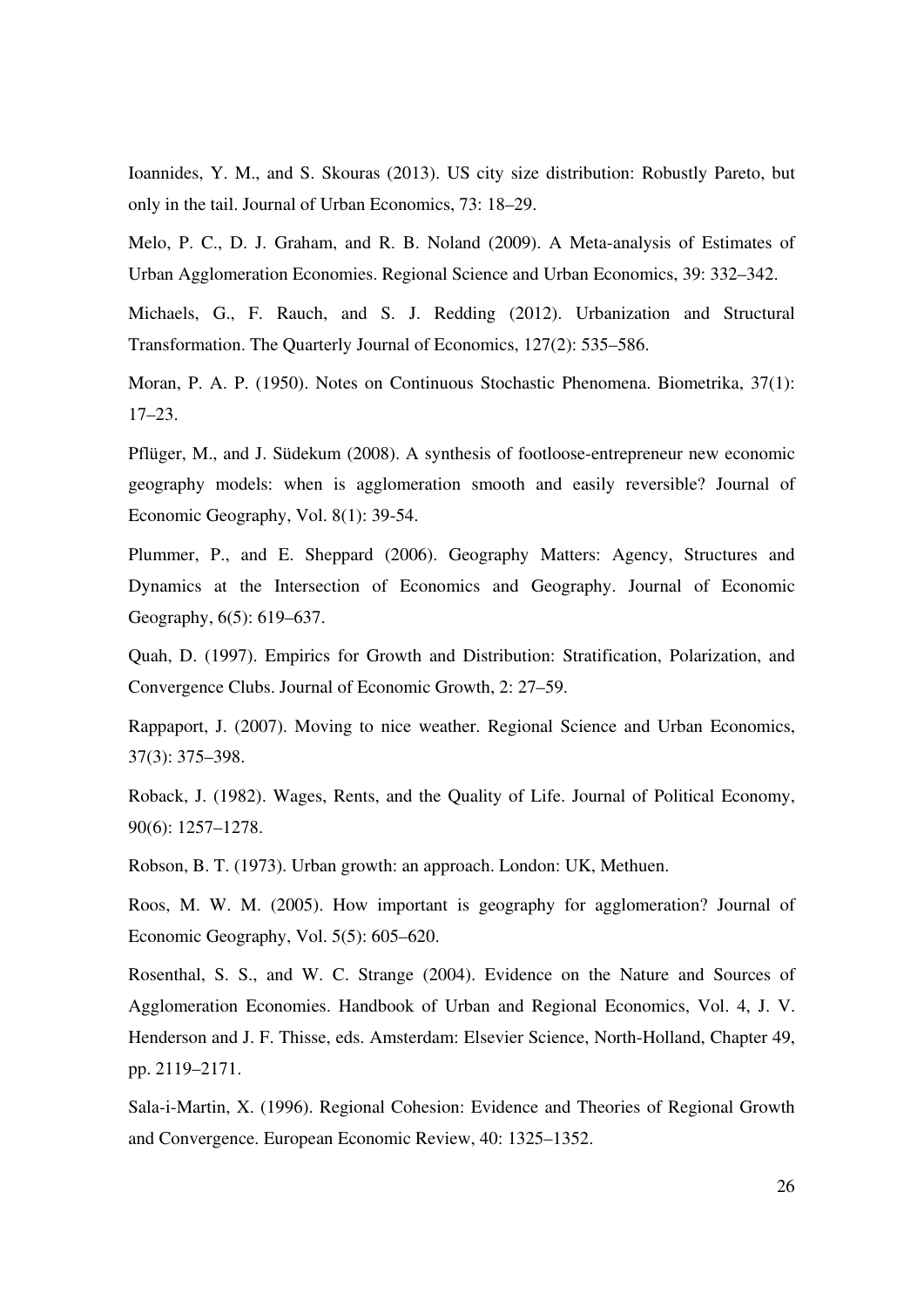Ioannides, Y. M., and S. Skouras (2013). US city size distribution: Robustly Pareto, but only in the tail. Journal of Urban Economics, 73: 18–29.

Melo, P. C., D. J. Graham, and R. B. Noland (2009). A Meta-analysis of Estimates of Urban Agglomeration Economies. Regional Science and Urban Economics, 39: 332–342.

Michaels, G., F. Rauch, and S. J. Redding (2012). Urbanization and Structural Transformation. The Quarterly Journal of Economics, 127(2): 535–586.

Moran, P. A. P. (1950). Notes on Continuous Stochastic Phenomena. Biometrika, 37(1): 17–23.

Pflüger, M., and J. Südekum (2008). A synthesis of footloose-entrepreneur new economic geography models: when is agglomeration smooth and easily reversible? Journal of Economic Geography, Vol. 8(1): 39-54.

Plummer, P., and E. Sheppard (2006). Geography Matters: Agency, Structures and Dynamics at the Intersection of Economics and Geography. Journal of Economic Geography, 6(5): 619–637.

Quah, D. (1997). Empirics for Growth and Distribution: Stratification, Polarization, and Convergence Clubs. Journal of Economic Growth, 2: 27–59.

Rappaport, J. (2007). Moving to nice weather. Regional Science and Urban Economics, 37(3): 375–398.

Roback, J. (1982). Wages, Rents, and the Quality of Life. Journal of Political Economy, 90(6): 1257–1278.

Robson, B. T. (1973). Urban growth: an approach. London: UK, Methuen.

Roos, M. W. M. (2005). How important is geography for agglomeration? Journal of Economic Geography, Vol. 5(5): 605–620.

Rosenthal, S. S., and W. C. Strange (2004). Evidence on the Nature and Sources of Agglomeration Economies. Handbook of Urban and Regional Economics, Vol. 4, J. V. Henderson and J. F. Thisse, eds. Amsterdam: Elsevier Science, North-Holland, Chapter 49, pp. 2119–2171.

Sala-i-Martin, X. (1996). Regional Cohesion: Evidence and Theories of Regional Growth and Convergence. European Economic Review, 40: 1325–1352.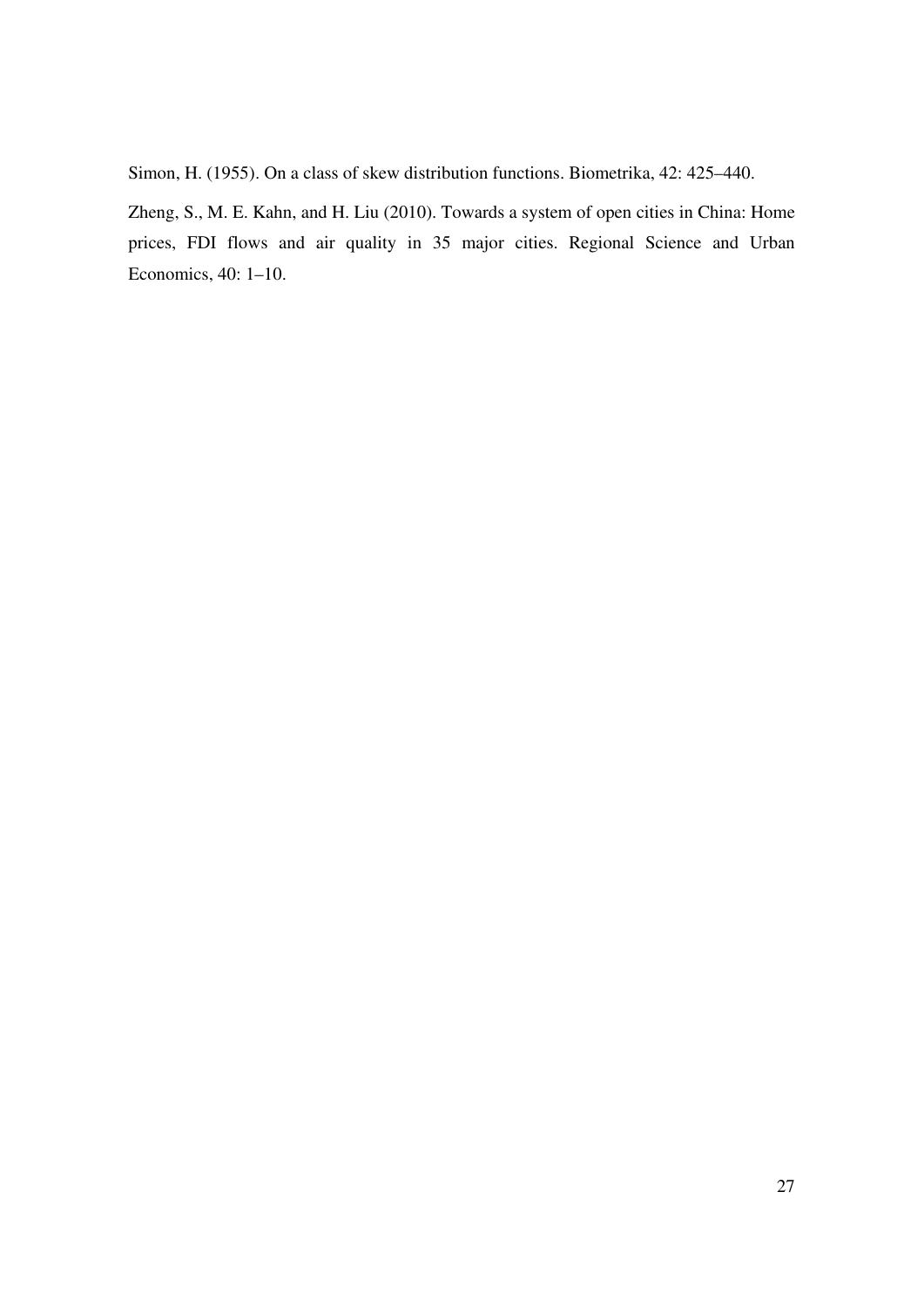Simon, H. (1955). On a class of skew distribution functions. Biometrika, 42: 425–440.

Zheng, S., M. E. Kahn, and H. Liu (2010). Towards a system of open cities in China: Home prices, FDI flows and air quality in 35 major cities. Regional Science and Urban Economics, 40: 1–10.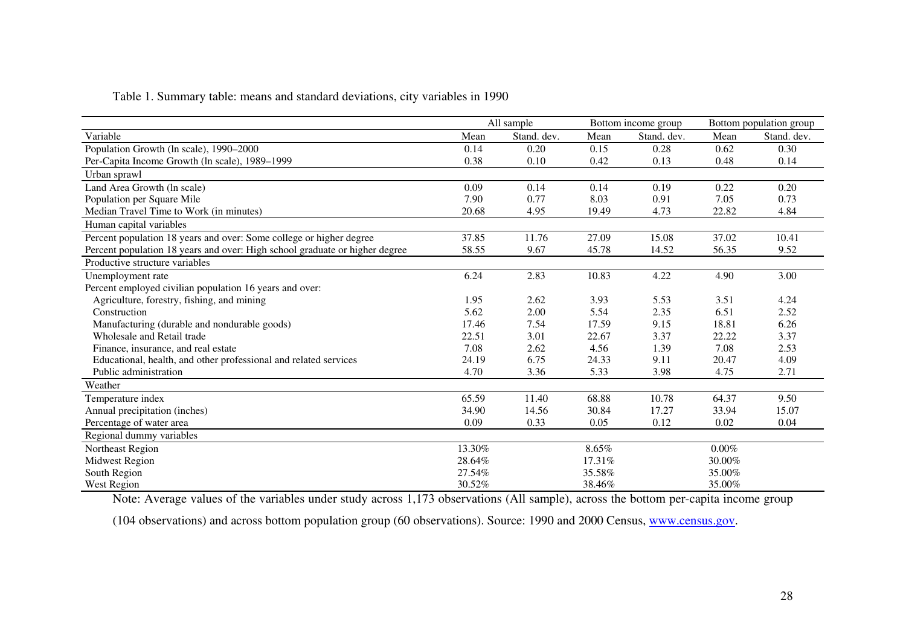Table 1. Summary table: means and standard deviations, city variables in 1990

| | All sample | | Bottom income group | | Bottom population group | |
|---|---|---|---|---|---|---|
| Variable | Mean | Stand. dev. | Mean | Stand. dev. | Mean | Stand. dev. |
| Population Growth (ln scale), 1990–2000 | 0.14 | 0.20 | 0.15 | 0.28 | 0.62 | 0.30 |
| Per-Capita Income Growth (ln scale), 1989–1999 | 0.38 | 0.10 | 0.42 | 0.13 | 0.48 | 0.14 |
| Urban sprawl | | | | | | |
| Land Area Growth (ln scale) | 0.09 | 0.14 | 0.14 | 0.19 | 0.22 | 0.20 |
| Population per Square Mile | 7.90 | 0.77 | 8.03 | 0.91 | 7.05 | 0.73 |
| Median Travel Time to Work (in minutes) | 20.68 | 4.95 | 19.49 | 4.73 | 22.82 | 4.84 |
| Human capital variables | | | | | | |
| Percent population 18 years and over: Some college or higher degree | 37.85 | 11.76 | 27.09 | 15.08 | 37.02 | 10.41 |
| Percent population 18 years and over: High school graduate or higher degree | 58.55 | 9.67 | 45.78 | 14.52 | 56.35 | 9.52 |
| Productive structure variables | | | | | | |
| Unemployment rate | 6.24 | 2.83 | 10.83 | 4.22 | 4.90 | 3.00 |
| Percent employed civilian population 16 years and over: | | | | | | |
| Agriculture, forestry, fishing, and mining | 1.95 | 2.62 | 3.93 | 5.53 | 3.51 | 4.24 |
| Construction | 5.62 | 2.00 | 5.54 | 2.35 | 6.51 | 2.52 |
| Manufacturing (durable and nondurable goods) | 17.46 | 7.54 | 17.59 | 9.15 | 18.81 | 6.26 |
| Wholesale and Retail trade | 22.51 | 3.01 | 22.67 | 3.37 | 22.22 | 3.37 |
| Finance, insurance, and real estate | 7.08 | 2.62 | 4.56 | 1.39 | 7.08 | 2.53 |
| Educational, health, and other professional and related services | 24.19 | 6.75 | 24.33 | 9.11 | 20.47 | 4.09 |
| Public administration | 4.70 | 3.36 | 5.33 | 3.98 | 4.75 | 2.71 |
| Weather | | | | | | |
| Temperature index | 65.59 | 11.40 | 68.88 | 10.78 | 64.37 | 9.50 |
| Annual precipitation (inches) | 34.90 | 14.56 | 30.84 | 17.27 | 33.94 | 15.07 |
| Percentage of water area | 0.09 | 0.33 | 0.05 | 0.12 | 0.02 | 0.04 |
| Regional dummy variables | | | | | | |
| Northeast Region | 13.30% | | 8.65% | | 0.00% | |
| Midwest Region | 28.64% | | 17.31% | | 30.00% | |
| South Region | 27.54% | | 35.58% | | 35.00% | |
| West Region | 30.52% | | 38.46% | | 35.00% | |

Note: Average values of the variables under study across 1,173 observations (All sample), across the bottom per-capita income group (104 observations) and across bottom population group (60 observations). Source: 1990 and 2000 Census, www.census.gov.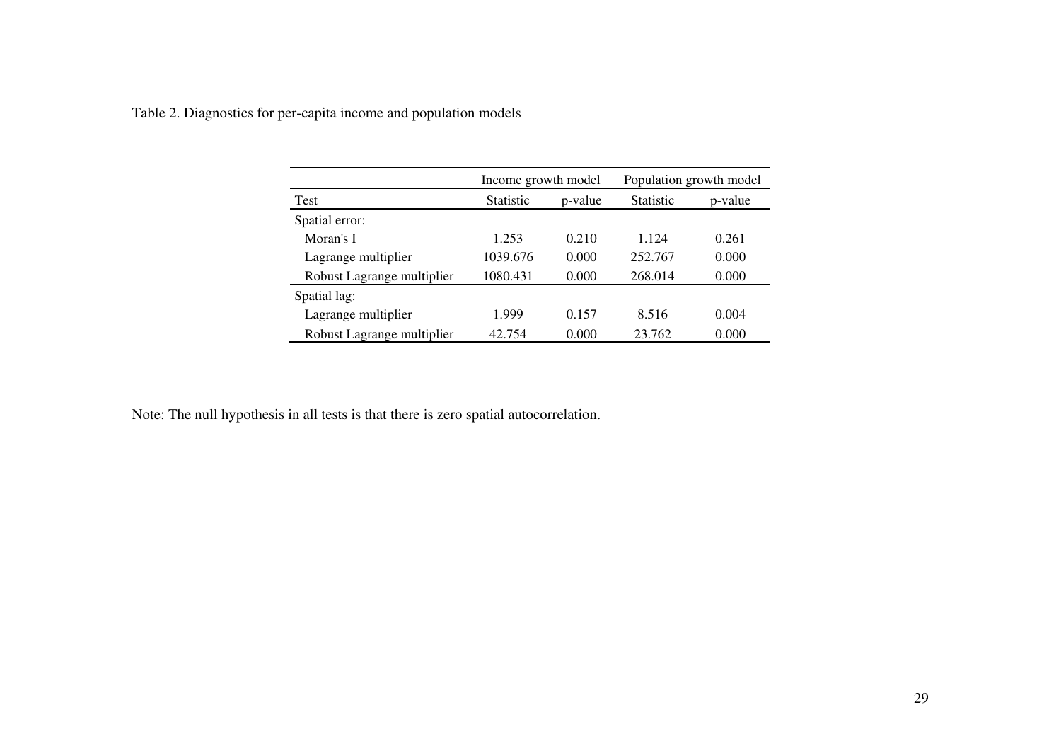Table 2. Diagnostics for per-capita income and population models

| | Income growth model | | Population growth model | |
|---|---|---|---|---|
| Test | Statistic | p-value | Statistic | p-value |
| Spatial error: | | | | |
| Moran's I | 1.253 | 0.210 | 1.124 | 0.261 |
| Lagrange multiplier | 1039.676 | 0.000 | 252.767 | 0.000 |
| Robust Lagrange multiplier | 1080.431 | 0.000 | 268.014 | 0.000 |
| Spatial lag: | | | | |
| Lagrange multiplier | 1.999 | 0.157 | 8.516 | 0.004 |
| Robust Lagrange multiplier | 42.754 | 0.000 | 23.762 | 0.000 |

Note: The null hypothesis in all tests is that there is zero spatial autocorrelation.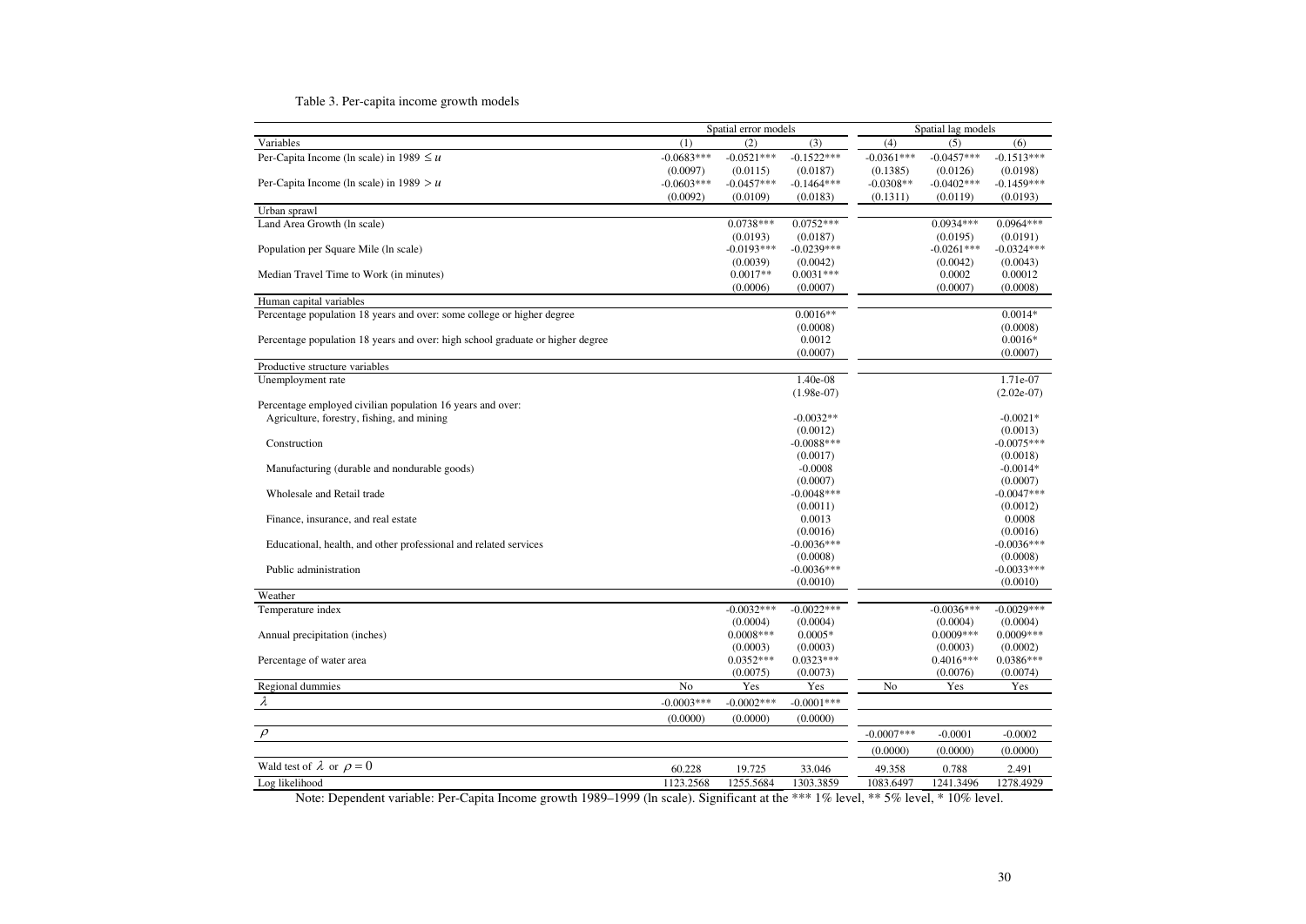Table 3. Per-capita income growth models

| | Spatial error models | | | Spatial lag models | | |
|---|---|---|---|---|---|---|
| Variables | (1) | (2) | (3) | (4) | (5) | (6) |
| Per-Capita Income (ln scale) in 1989 $\leq u$ | -0.0683*** | -0.0521*** | -0.1522*** | -0.0361*** | -0.0457*** | -0.1513*** |
| | (0.0097) | (0.0115) | (0.0187) | (0.1385) | (0.0126) | (0.0198) |
| Per-Capita Income (ln scale) in 1989 $> u$ | -0.0603*** | -0.0457*** | -0.1464*** | -0.0308** | -0.0402*** | -0.1459*** |
| | (0.0092) | (0.0109) | (0.0183) | (0.1311) | (0.0119) | (0.0193) |
| Urban sprawl | | | | | | |
| Land Area Growth (ln scale) | | 0.0738*** | 0.0752*** | | 0.0934*** | 0.0964*** |
| | | (0.0193) | (0.0187) | | (0.0195) | (0.0191) |
| Population per Square Mile (ln scale) | | -0.0193*** | -0.0239*** | | -0.0261*** | -0.0324*** |
| | | (0.0039) | (0.0042) | | (0.0042) | (0.0043) |
| Median Travel Time to Work (in minutes) | | 0.0017** | 0.0031*** | | 0.0002 | 0.00012 |
| | | (0.0006) | (0.0007) | | (0.0007) | (0.0008) |
| Human capital variables | | | | | | |
| Percentage population 18 years and over: some college or higher degree | | | 0.0016** | | | 0.0014* |
| | | | (0.0008) | | | (0.0008) |
| Percentage population 18 years and over: high school graduate or higher degree | | | 0.0012 | | | 0.0016* |
| | | | (0.0007) | | | (0.0007) |
| Productive structure variables | | | | | | |
| Unemployment rate | | | 1.40e-08 | | | 1.71e-07 |
| | | | (1.98e-07) | | | (2.02e-07) |
| Percentage employed civilian population 16 years and over: | | | | | | |
| Agriculture, forestry, fishing, and mining | | | -0.0032** | | | -0.0021* |
| | | | (0.0012) | | | (0.0013) |
| Construction | | | -0.0088*** | | | -0.0075*** |
| | | | (0.0017) | | | (0.0018) |
| Manufacturing (durable and nondurable goods) | | | -0.0008 | | | -0.0014* |
| | | | (0.0007) | | | (0.0007) |
| Wholesale and Retail trade | | | -0.0048*** | | | -0.0047*** |
| | | | (0.0011) | | | (0.0012) |
| Finance, insurance, and real estate | | | 0.0013 | | | 0.0008 |
| | | | (0.0016) | | | (0.0016) |
| Educational, health, and other professional and related services | | | -0.0036*** | | | -0.0036*** |
| | | | (0.0008) | | | (0.0008) |
| Public administration | | | -0.0036*** | | | -0.0033*** |
| | | | (0.0010) | | | (0.0010) |
| Weather | | | | | | |
| Temperature index | | -0.0032*** | -0.0022*** | | -0.0036*** | -0.0029*** |
| | | (0.0004) | (0.0004) | | (0.0004) | (0.0004) |
| Annual precipitation (inches) | | 0.0008*** | 0.0005* | | 0.0009*** | 0.0009*** |
| | | (0.0003) | (0.0003) | | (0.0003) | (0.0002) |
| Percentage of water area | | 0.0352*** | 0.0323*** | | 0.4016*** | 0.0386*** |
| | | (0.0075) | (0.0073) | | (0.0076) | (0.0074) |
| Regional dummies | No | Yes | Yes | No | Yes | Yes |
| $\lambda$ | -0.0003*** | -0.0002*** | -0.0001*** | | | |
| | (0.0000) | (0.0000) | (0.0000) | | | |
| $\rho$ | | | | -0.0007*** | -0.0001 | -0.0002 |
| | | | | (0.0000) | (0.0000) | (0.0000) |
| Wald test of $\lambda$ or $\rho = 0$ | 60.228 | 19.725 | 33.046 | 49.358 | 0.788 | 2.491 |
| Log likelihood | 1123.2568 | 1255.5684 | 1303.3859 | 1083.6497 | 1241.3496 | 1278.4929 |

Note: Dependent variable: Per-Capita Income growth 1989–1999 (ln scale). Significant at the *** 1% level, ** 5% level, * 10% level.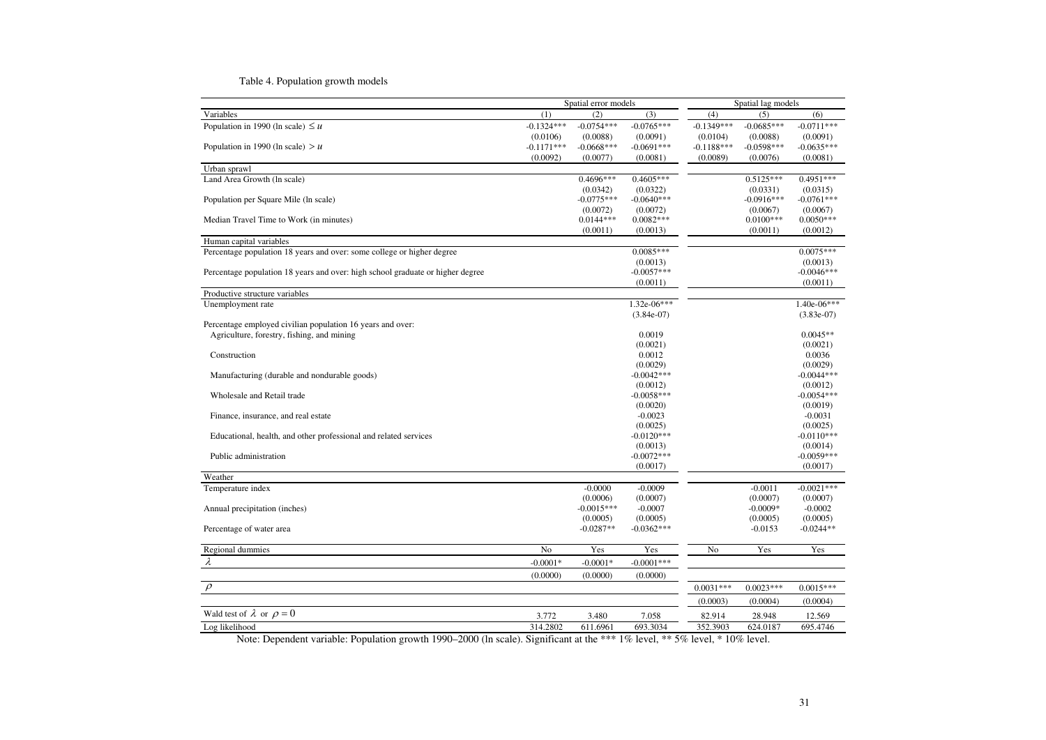Table 4. Population growth models

| | Spatial error models | | | Spatial lag models | | |
|---|---|---|---|---|---|---|
| Variables | (1) | (2) | (3) | (4) | (5) | (6) |
| Population in 1990 (ln scale) $\leq u$ | -0.1324*** | -0.0754*** | -0.0765*** | -0.1349*** | -0.0685*** | -0.0711*** |
| | (0.0106) | (0.0088) | (0.0091) | (0.0104) | (0.0088) | (0.0091) |
| Population in 1990 (ln scale) $> u$ | -0.1171*** | -0.0668*** | -0.0691*** | -0.1188*** | -0.0598*** | -0.0635*** |
| | (0.0092) | (0.0077) | (0.0081) | (0.0089) | (0.0076) | (0.0081) |
| Urban sprawl | | | | | | |
| Land Area Growth (ln scale) | | 0.4696*** | 0.4605*** | | 0.5125*** | 0.4951*** |
| | | (0.0342) | (0.0322) | | (0.0331) | (0.0315) |
| Population per Square Mile (ln scale) | | -0.0775*** | -0.0640*** | | -0.0916*** | -0.0761*** |
| | | (0.0072) | (0.0072) | | (0.0067) | (0.0067) |
| Median Travel Time to Work (in minutes) | | 0.0144*** | 0.0082*** | | 0.0100*** | 0.0050*** |
| | | (0.0011) | (0.0013) | | (0.0011) | (0.0012) |
| Human capital variables | | | | | | |
| Percentage population 18 years and over: some college or higher degree | | | 0.0085*** | | | 0.0075*** |
| | | | (0.0013) | | | (0.0013) |
| Percentage population 18 years and over: high school graduate or higher degree | | | -0.0057*** | | | -0.0046*** |
| | | | (0.0011) | | | (0.0011) |
| Productive structure variables | | | | | | |
| Unemployment rate | | | 1.32e-06*** | | | 1.40e-06*** |
| | | | (3.84e-07) | | | (3.83e-07) |
| Percentage employed civilian population 16 years and over: | | | | | | |
| Agriculture, forestry, fishing, and mining | | | 0.0019 | | | 0.0045** |
| | | | (0.0021) | | | (0.0021) |
| Construction | | | 0.0012 | | | 0.0036 |
| | | | (0.0029) | | | (0.0029) |
| Manufacturing (durable and nondurable goods) | | | -0.0042*** | | | -0.0044*** |
| | | | (0.0012) | | | (0.0012) |
| Wholesale and Retail trade | | | -0.0058*** | | | -0.0054*** |
| | | | (0.0020) | | | (0.0019) |
| Finance, insurance, and real estate | | | -0.0023 | | | -0.0031 |
| | | | (0.0025) | | | (0.0025) |
| Educational, health, and other professional and related services | | | -0.0120*** | | | -0.0110*** |
| | | | (0.0013) | | | (0.0014) |
| Public administration | | | -0.0072*** | | | -0.0059*** |
| | | | (0.0017) | | | (0.0017) |
| Weather | | | | | | |
| Temperature index | | -0.0000 | -0.0009 | | -0.0011 | -0.0021*** |
| | | (0.0006) | (0.0007) | | (0.0007) | (0.0007) |
| Annual precipitation (inches) | | -0.0015*** | -0.0007 | | -0.0009* | -0.0002 |
| | | (0.0005) | (0.0005) | | (0.0005) | (0.0005) |
| Percentage of water area | | -0.0287** | -0.0362*** | | -0.0153 | -0.0244** |
| Regional dummies | No | Yes | Yes | No | Yes | Yes |
| $\lambda$ | -0.0001* | -0.0001* | -0.0001*** | | | |
| | (0.0000) | (0.0000) | (0.0000) | | | |
| $\rho$ | | | | 0.0031*** | 0.0023*** | 0.0015*** |
| | | | | (0.0003) | (0.0004) | (0.0004) |
| Wald test of $\lambda$ or $\rho = 0$ | 3.772 | 3.480 | 7.058 | 82.914 | 28.948 | 12.569 |
| Log likelihood | 314.2802 | 611.6961 | 693.3034 | 352.3903 | 624.0187 | 695.4746 |

Note: Dependent variable: Population growth 1990–2000 (ln scale). Significant at the *** 1% level, ** 5% level, * 10% level.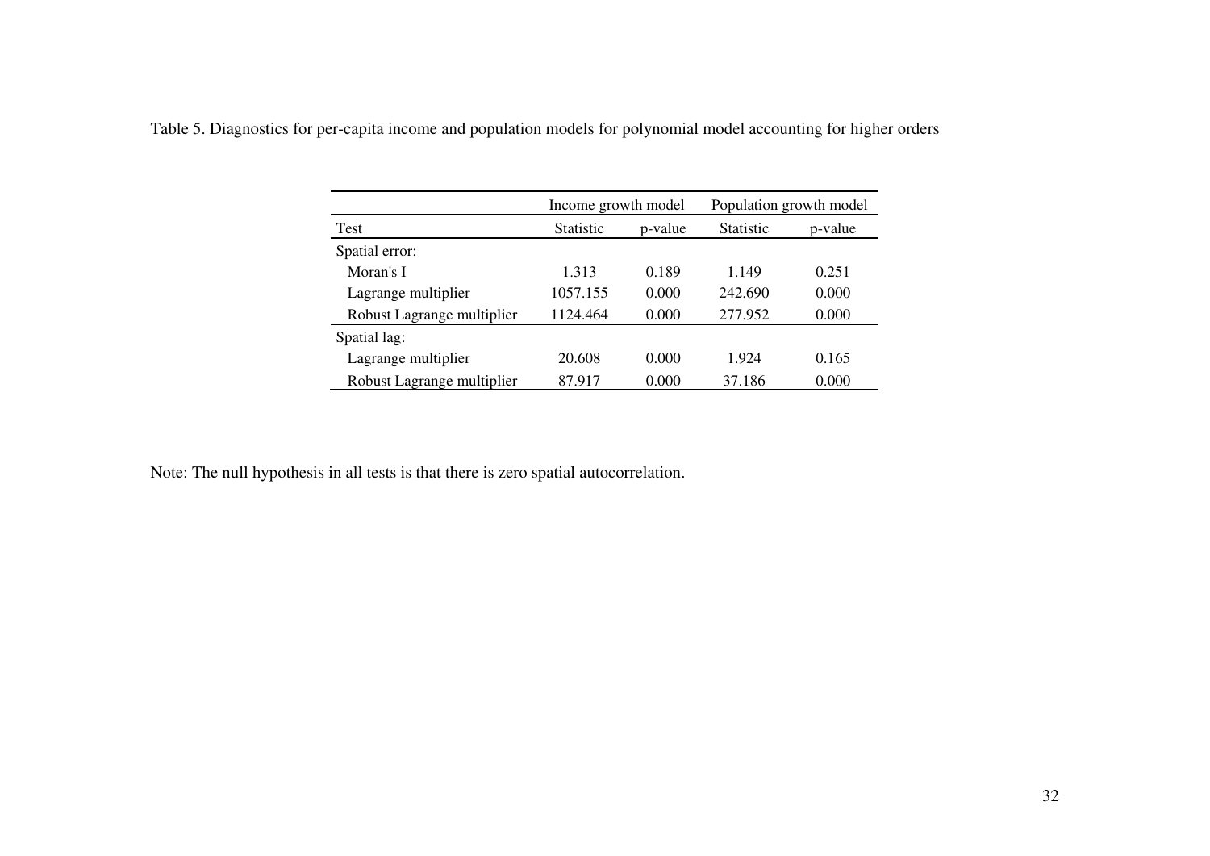Table 5. Diagnostics for per-capita income and population models for polynomial model accounting for higher orders

| | Income growth model | | Population growth model | |
|---|---|---|---|---|
| Test | Statistic | p-value | Statistic | p-value |
| Spatial error: | | | | |
| Moran's I | 1.313 | 0.189 | 1.149 | 0.251 |
| Lagrange multiplier | 1057.155 | 0.000 | 242.690 | 0.000 |
| Robust Lagrange multiplier | 1124.464 | 0.000 | 277.952 | 0.000 |
| Spatial lag: | | | | |
| Lagrange multiplier | 20.608 | 0.000 | 1.924 | 0.165 |
| Robust Lagrange multiplier | 87.917 | 0.000 | 37.186 | 0.000 |

Note: The null hypothesis in all tests is that there is zero spatial autocorrelation.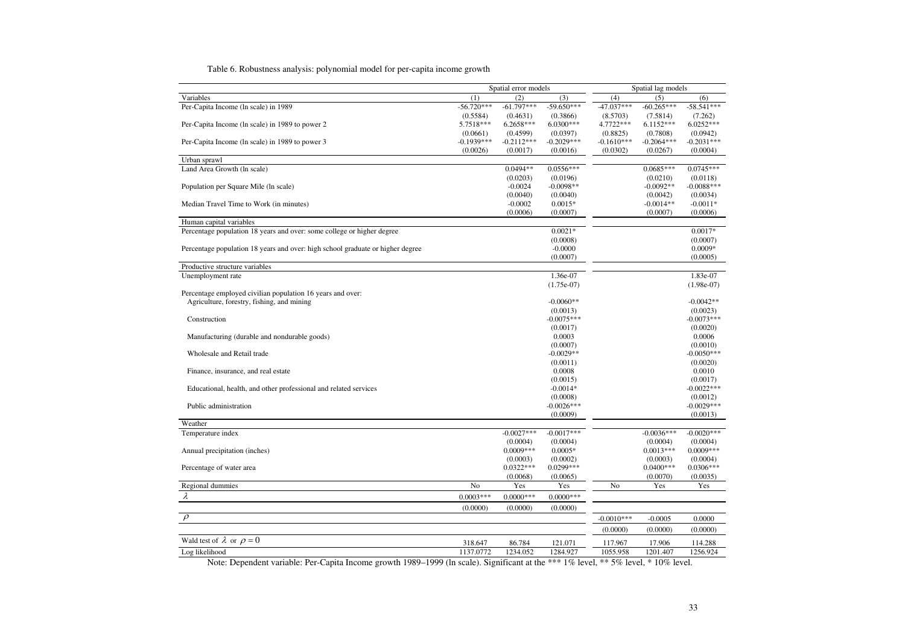Table 6. Robustness analysis: polynomial model for per-capita income growth

| | Spatial error models | | | Spatial lag models | | |
|---|---|---|---|---|---|---|
| Variables | (1) | (2) | (3) | (4) | (5) | (6) |
| Per-Capita Income (ln scale) in 1989 | -56.720*** | -61.797*** | -59.650*** | -47.037*** | -60.265*** | -58.541*** |
| | (0.5584) | (0.4631) | (0.3866) | (8.5703) | (7.5814) | (7.262) |
| Per-Capita Income (ln scale) in 1989 to power 2 | 5.7518*** | 6.2658*** | 6.0300*** | 4.7722*** | 6.1152*** | 6.0252*** |
| | (0.0661) | (0.4599) | (0.0397) | (0.8825) | (0.7808) | (0.0942) |
| Per-Capita Income (ln scale) in 1989 to power 3 | -0.1939*** | -0.2112*** | -0.2029*** | -0.1610*** | -0.2064*** | -0.2031*** |
| | (0.0026) | (0.0017) | (0.0016) | (0.0302) | (0.0267) | (0.0004) |
| Urban sprawl | | | | | | |
| Land Area Growth (ln scale) | | 0.0494** | 0.0556*** | | 0.0685*** | 0.0745*** |
| | | (0.0203) | (0.0196) | | (0.0210) | (0.0118) |
| Population per Square Mile (ln scale) | | -0.0024 | -0.0098** | | -0.0092** | -0.0088*** |
| | | (0.0040) | (0.0040) | | (0.0042) | (0.0034) |
| Median Travel Time to Work (in minutes) | | -0.0002 | 0.0015* | | -0.0014** | -0.0011* |
| | | (0.0006) | (0.0007) | | (0.0007) | (0.0006) |
| Human capital variables | | | | | | |
| Percentage population 18 years and over: some college or higher degree | | | 0.0021* | | | 0.0017* |
| | | | (0.0008) | | | (0.0007) |
| Percentage population 18 years and over: high school graduate or higher degree | | | -0.0000 | | | 0.0009* |
| | | | (0.0007) | | | (0.0005) |
| Productive structure variables | | | | | | |
| Unemployment rate | | | 1.36e-07 | | | 1.83e-07 |
| | | | (1.75e-07) | | | (1.98e-07) |
| Percentage employed civilian population 16 years and over: | | | | | | |
| Agriculture, forestry, fishing, and mining | | | -0.0060** | | | -0.0042** |
| | | | (0.0013) | | | (0.0023) |
| Construction | | | -0.0075*** | | | -0.0073*** |
| | | | (0.0017) | | | (0.0020) |
| Manufacturing (durable and nondurable goods) | | | 0.0003 | | | 0.0006 |
| | | | (0.0007) | | | (0.0010) |
| Wholesale and Retail trade | | | -0.0029** | | | -0.0050*** |
| | | | (0.0011) | | | (0.0020) |
| Finance, insurance, and real estate | | | 0.0008 | | | 0.0010 |
| | | | (0.0015) | | | (0.0017) |
| Educational, health, and other professional and related services | | | -0.0014* | | | -0.0022*** |
| | | | (0.0008) | | | (0.0012) |
| Public administration | | | -0.0026*** | | | -0.0029*** |
| | | | (0.0009) | | | (0.0013) |
| Weather | | | | | | |
| Temperature index | | -0.0027*** | -0.0017*** | | -0.0036*** | -0.0020*** |
| | | (0.0004) | (0.0004) | | (0.0004) | (0.0004) |
| Annual precipitation (inches) | | 0.0009*** | 0.0005* | | 0.0013*** | 0.0009*** |
| | | (0.0003) | (0.0002) | | (0.0003) | (0.0004) |
| Percentage of water area | | 0.0322*** | 0.0299*** | | 0.0400*** | 0.0306*** |
| | | (0.0068) | (0.0065) | | (0.0070) | (0.0035) |
| Regional dummies | No | Yes | Yes | No | Yes | Yes |
| $\lambda$ | 0.0003*** | 0.0000*** | 0.0000*** | | | |
| | (0.0000) | (0.0000) | (0.0000) | | | |
| $\rho$ | | | | -0.0010*** | -0.0005 | 0.0000 |
| | | | | (0.0000) | (0.0000) | (0.0000) |
| Wald test of $\lambda$ or $\rho = 0$ | 318.647 | 86.784 | 121.071 | 117.967 | 17.906 | 114.288 |
| Log likelihood | 1137.0772 | 1234.052 | 1284.927 | 1055.958 | 1201.407 | 1256.924 |

Note: Dependent variable: Per-Capita Income growth 1989–1999 (ln scale). Significant at the *** 1% level, ** 5% level, * 10% level.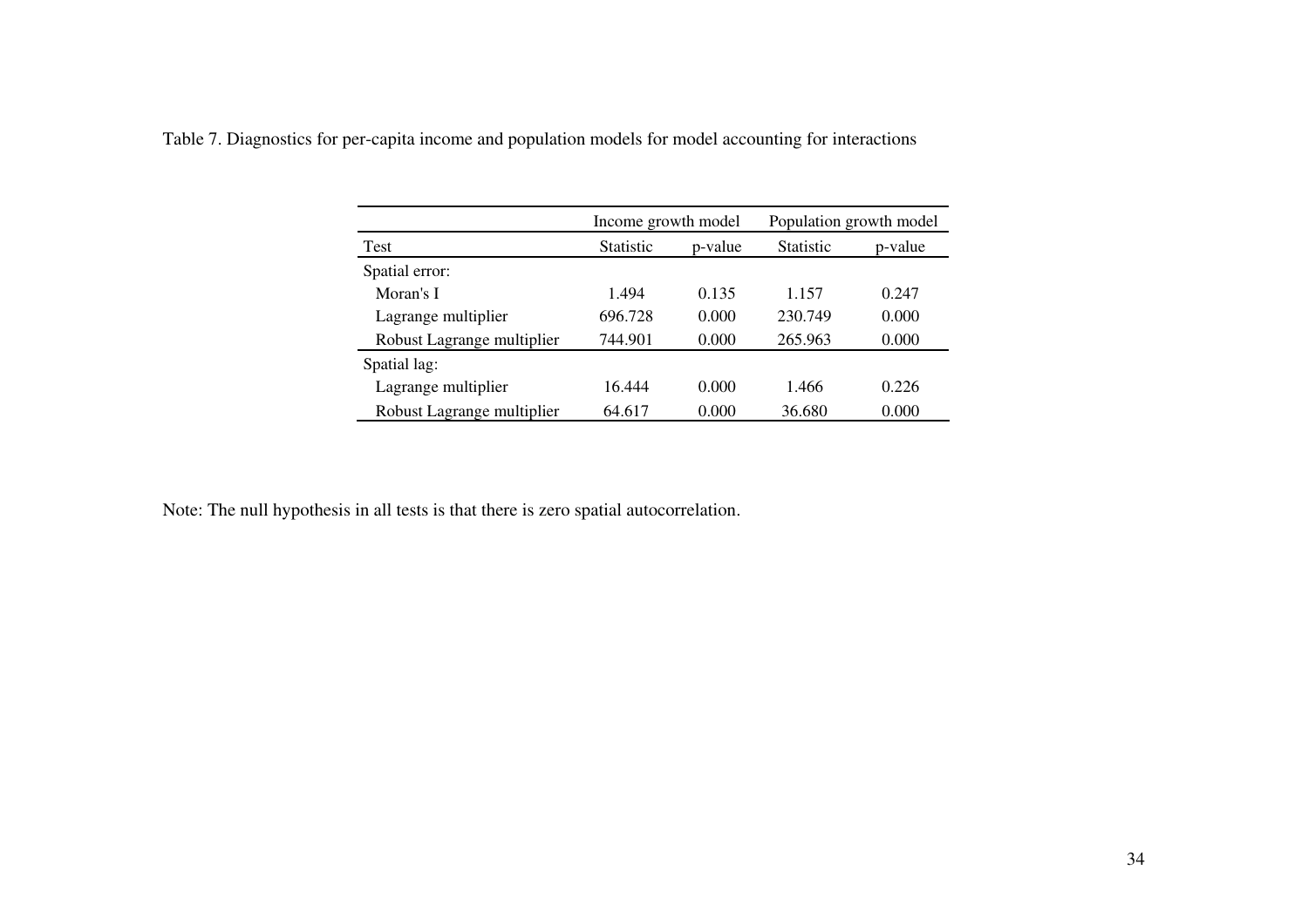Table 7. Diagnostics for per-capita income and population models for model accounting for interactions

| | Income growth model | | Population growth model | |
|---|---|---|---|---|
| Test | Statistic | p-value | Statistic | p-value |
| Spatial error: | | | | |
| Moran's I | 1.494 | 0.135 | 1.157 | 0.247 |
| Lagrange multiplier | 696.728 | 0.000 | 230.749 | 0.000 |
| Robust Lagrange multiplier | 744.901 | 0.000 | 265.963 | 0.000 |
| Spatial lag: | | | | |
| Lagrange multiplier | 16.444 | 0.000 | 1.466 | 0.226 |
| Robust Lagrange multiplier | 64.617 | 0.000 | 36.680 | 0.000 |

Note: The null hypothesis in all tests is that there is zero spatial autocorrelation.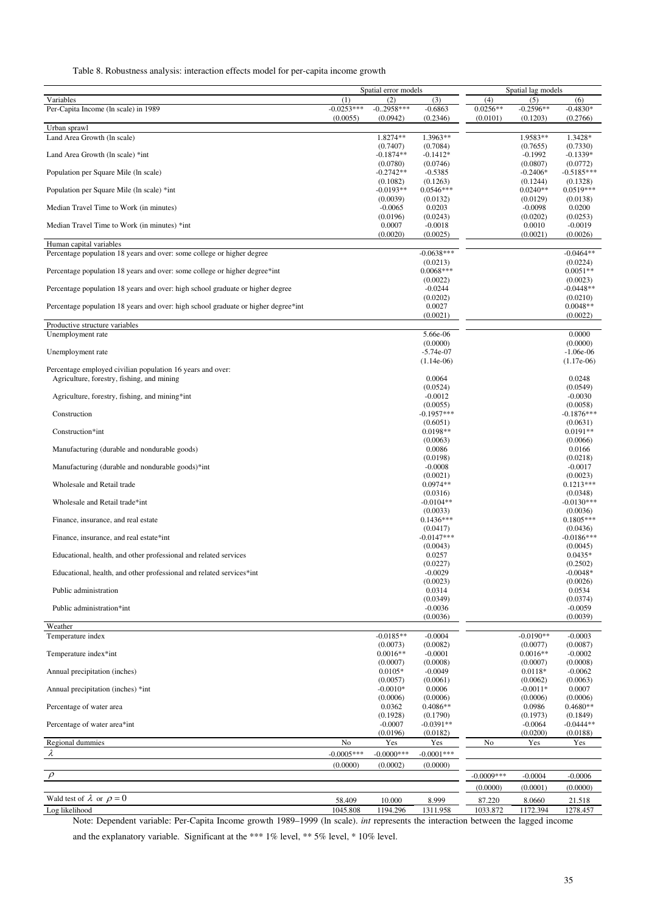Table 8. Robustness analysis: interaction effects model for per-capita income growth

| | Spatial error models | | | Spatial lag models | | |
|---|---|---|---|---|---|---|
| Variables | (1) | (2) | (3) | (4) | (5) | (6) |
| Per-Capita Income (ln scale) in 1989 | -0.0253*** | -0..2958*** | -0.6863 | 0.0256** | -0.2596** | -0.4830* |
| | (0.0055) | (0.0942) | (0.2346) | (0.0101) | (0.1203) | (0.2766) |
| **Urban sprawl** | | | | | | |
| Land Area Growth (ln scale) | | 1.8274** | 1.3963** | | 1.9583** | 1.3428* |
| | | (0.7407) | (0.7084) | | (0.7655) | (0.7330) |
| Land Area Growth (ln scale) *int | | -0.1874** | -0.1412* | | -0.1992 | -0.1339* |
| | | (0.0780) | (0.0746) | | (0.0807) | (0.0772) |
| Population per Square Mile (ln scale) | | -0.2742** | -0.5385 | | -0.2406* | -0.5185*** |
| | | (0.1082) | (0.1263) | | (0.1244) | (0.1328) |
| Population per Square Mile (ln scale) *int | | -0.0193** | 0.0546*** | | 0.0240** | 0.0519*** |
| | | (0.0039) | (0.0132) | | (0.0129) | (0.0138) |
| Median Travel Time to Work (in minutes) | | -0.0065 | 0.0203 | | -0.0098 | 0.0200 |
| | | (0.0196) | (0.0243) | | (0.0202) | (0.0253) |
| Median Travel Time to Work (in minutes) *int | | 0.0007 | -0.0018 | | 0.0010 | -0.0019 |
| | | (0.0020) | (0.0025) | | (0.0021) | (0.0026) |
| **Human capital variables** | | | | | | |
| Percentage population 18 years and over: some college or higher degree | | | -0.0638*** | | | -0.0464** |
| | | | (0.0213) | | | (0.0224) |
| Percentage population 18 years and over: some college or higher degree*int | | | 0.0068*** | | | 0.0051** |
| | | | (0.0022) | | | (0.0023) |
| Percentage population 18 years and over: high school graduate or higher degree | | | -0.0244 | | | -0.0448** |
| | | | (0.0202) | | | (0.0210) |
| Percentage population 18 years and over: high school graduate or higher degree*int | | | 0.0027 | | | 0.0048** |
| | | | (0.0021) | | | (0.0022) |
| **Productive structure variables** | | | | | | |
| Unemployment rate | | | 5.66e-06 | | | 0.0000 |
| | | | (0.0000) | | | (0.0000) |
| Unemployment rate | | | -5.74e-07 | | | -1.06e-06 |
| | | | (1.14e-06) | | | (1.17e-06) |
| Percentage employed civilian population 16 years and over: | | | | | | |
| Agriculture, forestry, fishing, and mining | | | 0.0064 | | | 0.0248 |
| | | | (0.0524) | | | (0.0549) |
| Agriculture, forestry, fishing, and mining*int | | | -0.0012 | | | -0.0030 |
| | | | (0.0055) | | | (0.0058) |
| Construction | | | -0.1957*** | | | -0.1876*** |
| | | | (0.6051) | | | (0.0631) |
| Construction*int | | | 0.0198** | | | 0.0191** |
| | | | (0.0063) | | | (0.0066) |
| Manufacturing (durable and nondurable goods) | | | 0.0086 | | | 0.0166 |
| | | | (0.0198) | | | (0.0218) |
| Manufacturing (durable and nondurable goods)*int | | | -0.0008 | | | -0.0017 |
| | | | (0.0021) | | | (0.0023) |
| Wholesale and Retail trade | | | 0.0974** | | | 0.1213*** |
| | | | (0.0316) | | | (0.0348) |
| Wholesale and Retail trade*int | | | -0.0104** | | | -0.0130*** |
| | | | (0.0033) | | | (0.0036) |
| Finance, insurance, and real estate | | | 0.1436*** | | | 0.1805*** |
| | | | (0.0417) | | | (0.0436) |
| Finance, insurance, and real estate*int | | | -0.0147*** | | | -0.0186*** |
| | | | (0.0043) | | | (0.0045) |
| Educational, health, and other professional and related services | | | 0.0257 | | | 0.0435* |
| | | | (0.0227) | | | (0.2502) |
| Educational, health, and other professional and related services*int | | | -0.0029 | | | -0.0048* |
| | | | (0.0023) | | | (0.0026) |
| Public administration | | | 0.0314 | | | 0.0534 |
| | | | (0.0349) | | | (0.0374) |
| Public administration*int | | | -0.0036 | | | -0.0059 |
| | | | (0.0036) | | | (0.0039) |
| **Weather** | | | | | | |
| Temperature index | | -0.0185** | -0.0004 | | -0.0190** | -0.0003 |
| | | (0.0073) | (0.0082) | | (0.0077) | (0.0087) |
| Temperature index*int | | 0.0016** | -0.0001 | | 0.0016** | -0.0002 |
| | | (0.0007) | (0.0008) | | (0.0007) | (0.0008) |
| Annual precipitation (inches) | | 0.0105* | -0.0049 | | 0.0118* | -0.0062 |
| | | (0.0057) | (0.0061) | | (0.0062) | (0.0063) |
| Annual precipitation (inches) *int | | -0.0010* | 0.0006 | | -0.0011* | 0.0007 |
| | | (0.0006) | (0.0006) | | (0.0006) | (0.0006) |
| Percentage of water area | | 0.0362 | 0.4086** | | 0.0986 | 0.4680** |
| | | (0.1928) | (0.1790) | | (0.1973) | (0.1849) |
| Percentage of water area*int | | -0.0007 | -0.0391** | | -0.0064 | -0.0444** |
| | | (0.0196) | (0.0182) | | (0.0200) | (0.0188) |
| Regional dummies | No | Yes | Yes | No | Yes | Yes |
| $\lambda$ | -0.0005*** | -0.0000*** | -0.0001*** | | | |
| | (0.0000) | (0.0002) | (0.0000) | | | |
| $\rho$ | | | | -0.0009*** | -0.0004 | -0.0006 |
| | | | | (0.0000) | (0.0001) | (0.0000) |
| Wald test of $\lambda$ or $\rho = 0$ | 58.409 | 10.000 | 8.999 | 87.220 | 8.0660 | 21.518 |
| Log likelihood | 1045.808 | 1194.296 | 1311.958 | 1033.872 | 1172.394 | 1278.457 |

Note: Dependent variable: Per-Capita Income growth 1989–1999 (ln scale). *int* represents the interaction between the lagged income and the explanatory variable. Significant at the *** 1% level, ** 5% level, * 10% level.